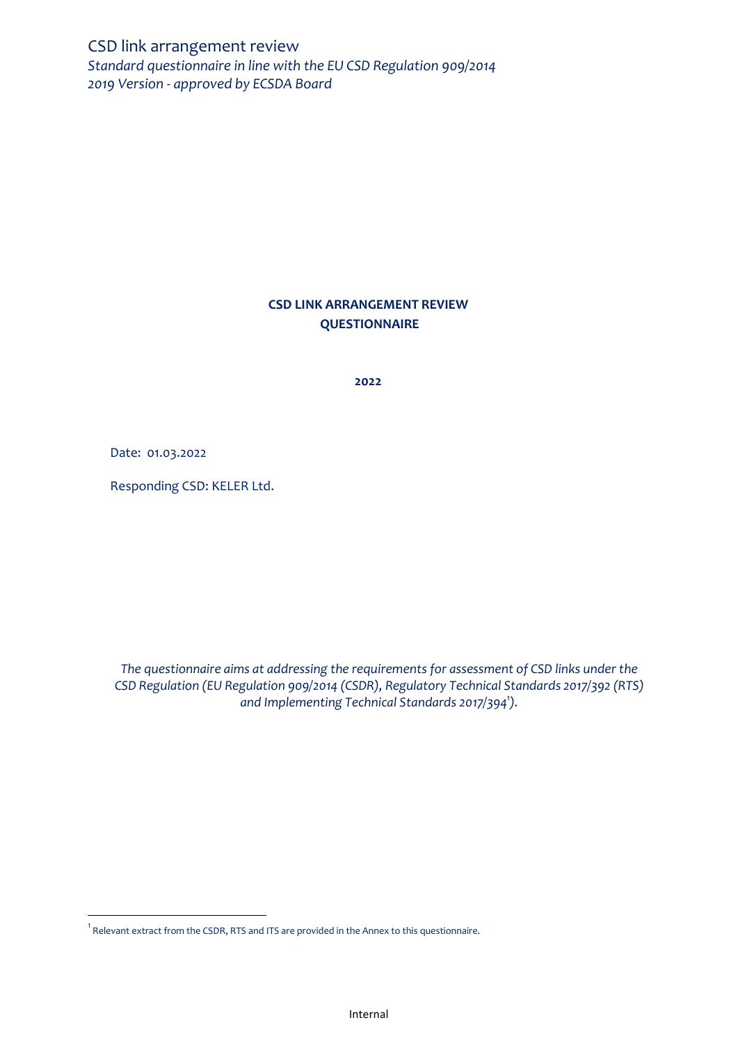CSD link arrangement review

*Standard questionnaire in line with the EU CSD Regulation 909/2014*
*2019 Version - approved by ECSDA Board*

# CSD LINK ARRANGEMENT REVIEW QUESTIONNAIRE

**2022**

Date: 01.03.2022

Responding CSD: KELER Ltd.

*The questionnaire aims at addressing the requirements for assessment of CSD links under the CSD Regulation (EU Regulation 909/2014 (CSDR), Regulatory Technical Standards 2017/392 (RTS) and Implementing Technical Standards 2017/394[1]).*

[1] Relevant extract from the CSDR, RTS and ITS are provided in the Annex to this questionnaire.

Internal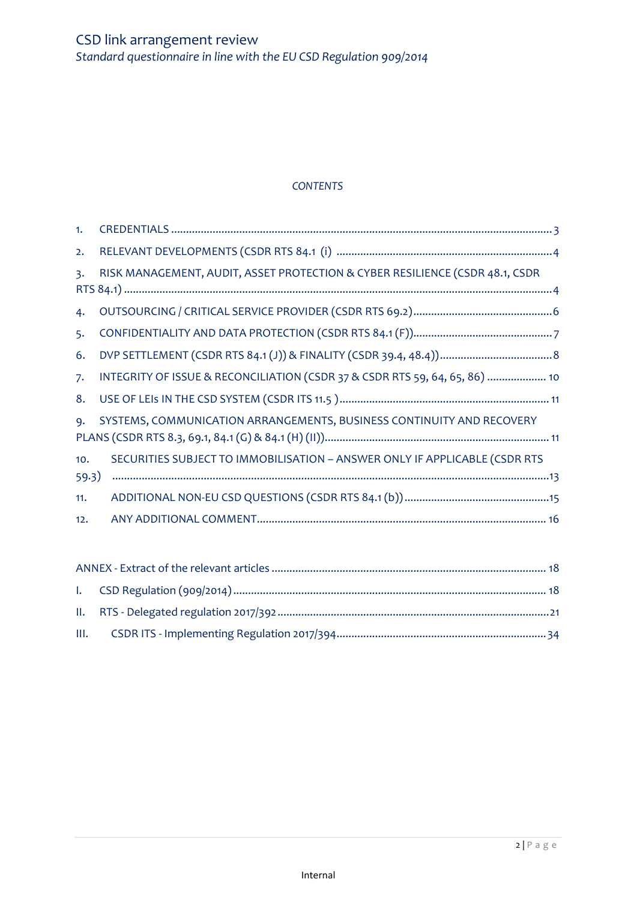*CONTENTS*

1. CREDENTIALS .......... 3
2. RELEVANT DEVELOPMENTS (CSDR RTS 84.1 (i) .......... 4
3. RISK MANAGEMENT, AUDIT, ASSET PROTECTION & CYBER RESILIENCE (CSDR 48.1, CSDR RTS 84.1) .......... 4
4. OUTSOURCING / CRITICAL SERVICE PROVIDER (CSDR RTS 69.2) .......... 6
5. CONFIDENTIALITY AND DATA PROTECTION (CSDR RTS 84.1 (F)) .......... 7
6. DVP SETTLEMENT (CSDR RTS 84.1 (J)) & FINALITY (CSDR 39.4, 48.4)) .......... 8
7. INTEGRITY OF ISSUE & RECONCILIATION (CSDR 37 & CSDR RTS 59, 64, 65, 86) .......... 10
8. USE OF LEIs IN THE CSD SYSTEM (CSDR ITS 11.5 ) .......... 11
9. SYSTEMS, COMMUNICATION ARRANGEMENTS, BUSINESS CONTINUITY AND RECOVERY PLANS (CSDR RTS 8.3, 69.1, 84.1 (G) & 84.1 (H) (II)) .......... 11
10. SECURITIES SUBJECT TO IMMOBILISATION – ANSWER ONLY IF APPLICABLE (CSDR RTS 59.3) .......... 13
11. ADDITIONAL NON-EU CSD QUESTIONS (CSDR RTS 84.1 (b)) .......... 15
12. ANY ADDITIONAL COMMENT .......... 16

ANNEX - Extract of the relevant articles .......... 18

I. CSD Regulation (909/2014) .......... 18
II. RTS - Delegated regulation 2017/392 .......... 21
III. CSDR ITS - Implementing Regulation 2017/394 .......... 34

Internal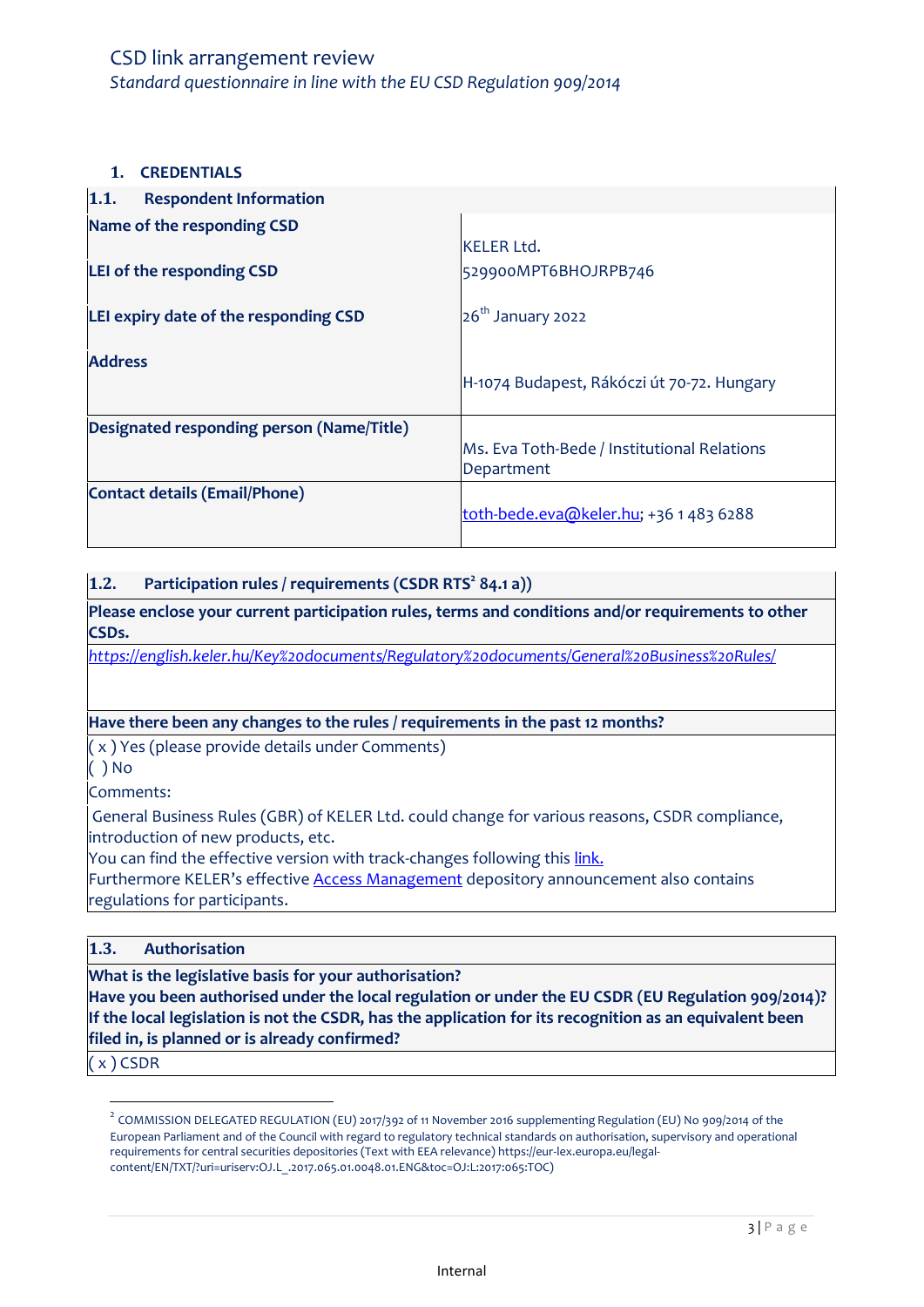CSD link arrangement review

*Standard questionnaire in line with the EU CSD Regulation 909/2014*

## 1. CREDENTIALS

| **1.1. Respondent Information** | |
|---|---|
| **Name of the responding CSD** | KELER Ltd. |
| **LEI of the responding CSD** | 529900MPT6BHOJRPB746 |
| **LEI expiry date of the responding CSD** | 26th January 2022 |
| **Address** | H-1074 Budapest, Rákóczi út 70-72. Hungary |
| **Designated responding person (Name/Title)** | Ms. Eva Toth-Bede / Institutional Relations Department |
| **Contact details (Email/Phone)** | toth-bede.eva@keler.hu; +36 1 483 6288 |

| **1.2. Participation rules / requirements (CSDR RTS[2] 84.1 a))** |
|---|
| **Please enclose your current participation rules, terms and conditions and/or requirements to other CSDs.** |
| *https://english.keler.hu/Key%20documents/Regulatory%20documents/General%20Business%20Rules/* |
| **Have there been any changes to the rules / requirements in the past 12 months?** |
| ( x ) Yes (please provide details under Comments)<br>( ) No |
| Comments:<br>General Business Rules (GBR) of KELER Ltd. could change for various reasons, CSDR compliance, introduction of new products, etc.<br>You can find the effective version with track-changes following this link.<br>Furthermore KELER's effective Access Management depository announcement also contains regulations for participants. |

| **1.3. Authorisation** |
|---|
| **What is the legislative basis for your authorisation?**<br>**Have you been authorised under the local regulation or under the EU CSDR (EU Regulation 909/2014)?**<br>**If the local legislation is not the CSDR, has the application for its recognition as an equivalent been filed in, is planned or is already confirmed?** |
| ( x ) CSDR |

[2] COMMISSION DELEGATED REGULATION (EU) 2017/392 of 11 November 2016 supplementing Regulation (EU) No 909/2014 of the European Parliament and of the Council with regard to regulatory technical standards on authorisation, supervisory and operational requirements for central securities depositories (Text with EEA relevance) https://eur-lex.europa.eu/legal-content/EN/TXT/?uri=uriserv:OJ.L_.2017.065.01.0048.01.ENG&toc=OJ:L:2017:065:TOC)

Internal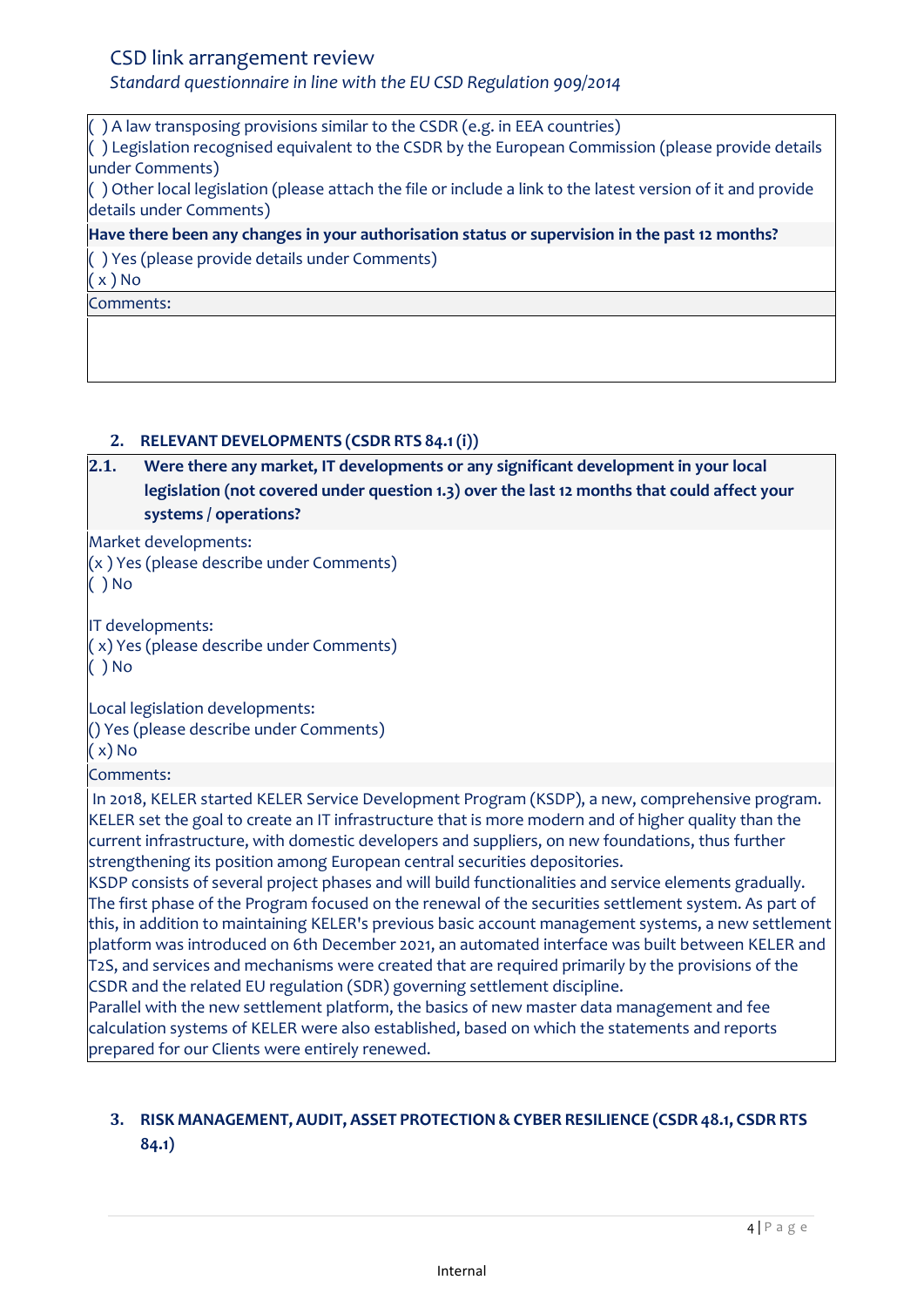( ) A law transposing provisions similar to the CSDR (e.g. in EEA countries)
( ) Legislation recognised equivalent to the CSDR by the European Commission (please provide details under Comments)
( ) Other local legislation (please attach the file or include a link to the latest version of it and provide details under Comments)

**Have there been any changes in your authorisation status or supervision in the past 12 months?**

( ) Yes (please provide details under Comments)
( x ) No

Comments:

## 2. RELEVANT DEVELOPMENTS (CSDR RTS 84.1 (i))

**2.1. Were there any market, IT developments or any significant development in your local legislation (not covered under question 1.3) over the last 12 months that could affect your systems / operations?**

Market developments:
(x ) Yes (please describe under Comments)
( ) No

IT developments:
( x) Yes (please describe under Comments)
( ) No

Local legislation developments:
() Yes (please describe under Comments)
( x) No

Comments:

In 2018, KELER started KELER Service Development Program (KSDP), a new, comprehensive program. KELER set the goal to create an IT infrastructure that is more modern and of higher quality than the current infrastructure, with domestic developers and suppliers, on new foundations, thus further strengthening its position among European central securities depositories.
KSDP consists of several project phases and will build functionalities and service elements gradually. The first phase of the Program focused on the renewal of the securities settlement system. As part of this, in addition to maintaining KELER's previous basic account management systems, a new settlement platform was introduced on 6th December 2021, an automated interface was built between KELER and T2S, and services and mechanisms were created that are required primarily by the provisions of the CSDR and the related EU regulation (SDR) governing settlement discipline.
Parallel with the new settlement platform, the basics of new master data management and fee calculation systems of KELER were also established, based on which the statements and reports prepared for our Clients were entirely renewed.

## 3. RISK MANAGEMENT, AUDIT, ASSET PROTECTION & CYBER RESILIENCE (CSDR 48.1, CSDR RTS 84.1)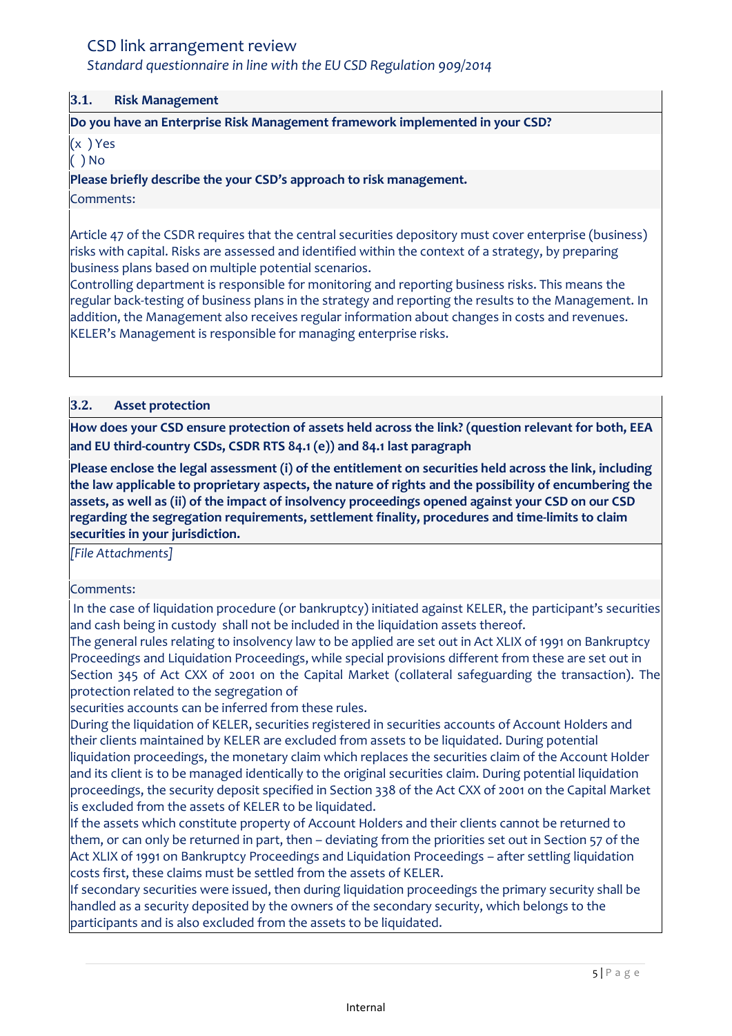### 3.1. Risk Management

**Do you have an Enterprise Risk Management framework implemented in your CSD?**

(x ) Yes
( ) No

**Please briefly describe the your CSD's approach to risk management.**

Comments:

Article 47 of the CSDR requires that the central securities depository must cover enterprise (business) risks with capital. Risks are assessed and identified within the context of a strategy, by preparing business plans based on multiple potential scenarios.
Controlling department is responsible for monitoring and reporting business risks. This means the regular back-testing of business plans in the strategy and reporting the results to the Management. In addition, the Management also receives regular information about changes in costs and revenues. KELER's Management is responsible for managing enterprise risks.

### 3.2. Asset protection

**How does your CSD ensure protection of assets held across the link? (question relevant for both, EEA and EU third-country CSDs, CSDR RTS 84.1 (e)) and 84.1 last paragraph**

**Please enclose the legal assessment (i) of the entitlement on securities held across the link, including the law applicable to proprietary aspects, the nature of rights and the possibility of encumbering the assets, as well as (ii) of the impact of insolvency proceedings opened against your CSD on our CSD regarding the segregation requirements, settlement finality, procedures and time-limits to claim securities in your jurisdiction.**

*[File Attachments]*

Comments:

In the case of liquidation procedure (or bankruptcy) initiated against KELER, the participant's securities and cash being in custody shall not be included in the liquidation assets thereof.
The general rules relating to insolvency law to be applied are set out in Act XLIX of 1991 on Bankruptcy Proceedings and Liquidation Proceedings, while special provisions different from these are set out in Section 345 of Act CXX of 2001 on the Capital Market (collateral safeguarding the transaction). The protection related to the segregation of
securities accounts can be inferred from these rules.
During the liquidation of KELER, securities registered in securities accounts of Account Holders and their clients maintained by KELER are excluded from assets to be liquidated. During potential liquidation proceedings, the monetary claim which replaces the securities claim of the Account Holder and its client is to be managed identically to the original securities claim. During potential liquidation proceedings, the security deposit specified in Section 338 of the Act CXX of 2001 on the Capital Market is excluded from the assets of KELER to be liquidated.
If the assets which constitute property of Account Holders and their clients cannot be returned to them, or can only be returned in part, then – deviating from the priorities set out in Section 57 of the Act XLIX of 1991 on Bankruptcy Proceedings and Liquidation Proceedings – after settling liquidation costs first, these claims must be settled from the assets of KELER.
If secondary securities were issued, then during liquidation proceedings the primary security shall be handled as a security deposited by the owners of the secondary security, which belongs to the participants and is also excluded from the assets to be liquidated.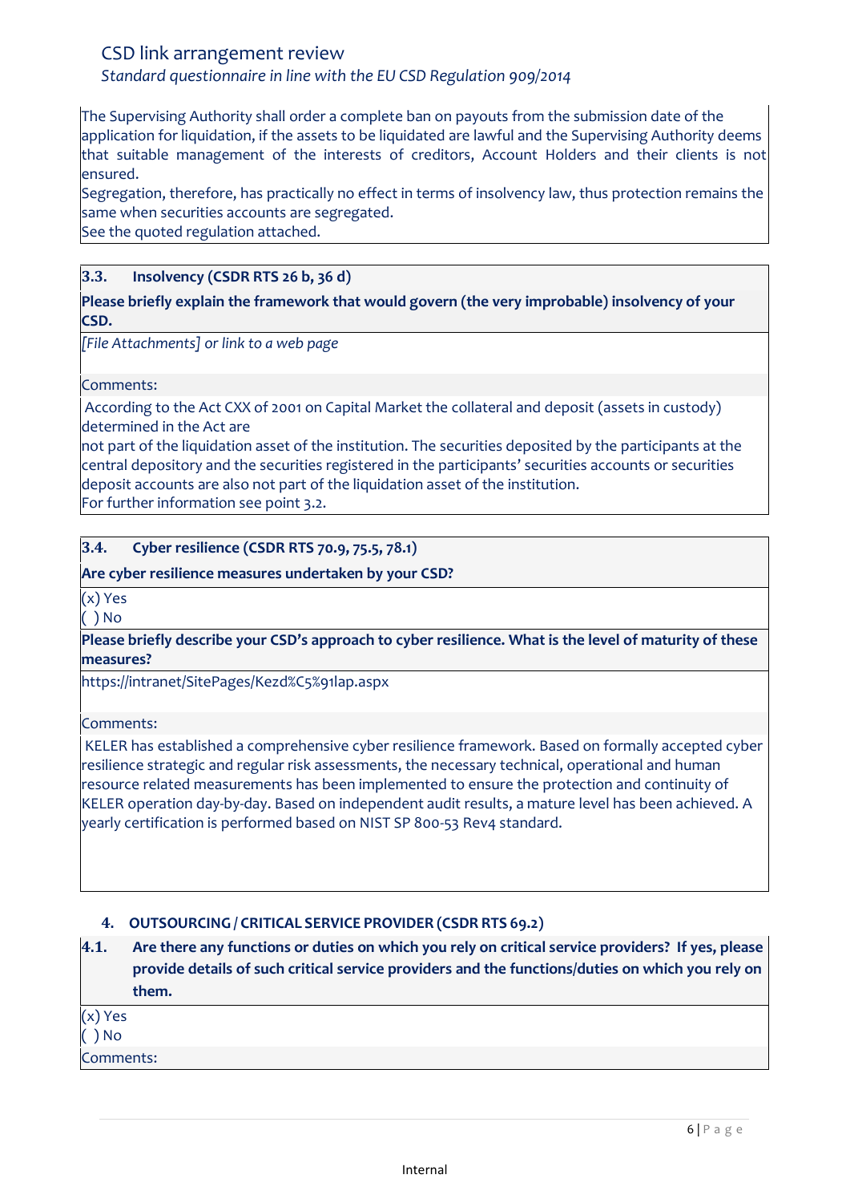The Supervising Authority shall order a complete ban on payouts from the submission date of the application for liquidation, if the assets to be liquidated are lawful and the Supervising Authority deems that suitable management of the interests of creditors, Account Holders and their clients is not ensured.
Segregation, therefore, has practically no effect in terms of insolvency law, thus protection remains the same when securities accounts are segregated.
See the quoted regulation attached.

### 3.3. Insolvency (CSDR RTS 26 b, 36 d)

**Please briefly explain the framework that would govern (the very improbable) insolvency of your CSD.**

*[File Attachments] or link to a web page*

Comments:

According to the Act CXX of 2001 on Capital Market the collateral and deposit (assets in custody) determined in the Act are
not part of the liquidation asset of the institution. The securities deposited by the participants at the central depository and the securities registered in the participants' securities accounts or securities deposit accounts are also not part of the liquidation asset of the institution.
For further information see point 3.2.

### 3.4. Cyber resilience (CSDR RTS 70.9, 75.5, 78.1)

**Are cyber resilience measures undertaken by your CSD?**

(x) Yes
( ) No

**Please briefly describe your CSD's approach to cyber resilience. What is the level of maturity of these measures?**

https://intranet/SitePages/Kezd%C5%91lap.aspx

Comments:

KELER has established a comprehensive cyber resilience framework. Based on formally accepted cyber resilience strategic and regular risk assessments, the necessary technical, operational and human resource related measurements has been implemented to ensure the protection and continuity of KELER operation day-by-day. Based on independent audit results, a mature level has been achieved. A yearly certification is performed based on NIST SP 800-53 Rev4 standard.

## 4. OUTSOURCING / CRITICAL SERVICE PROVIDER (CSDR RTS 69.2)

**4.1. Are there any functions or duties on which you rely on critical service providers? If yes, please provide details of such critical service providers and the functions/duties on which you rely on them.**

(x) Yes
( ) No

Comments: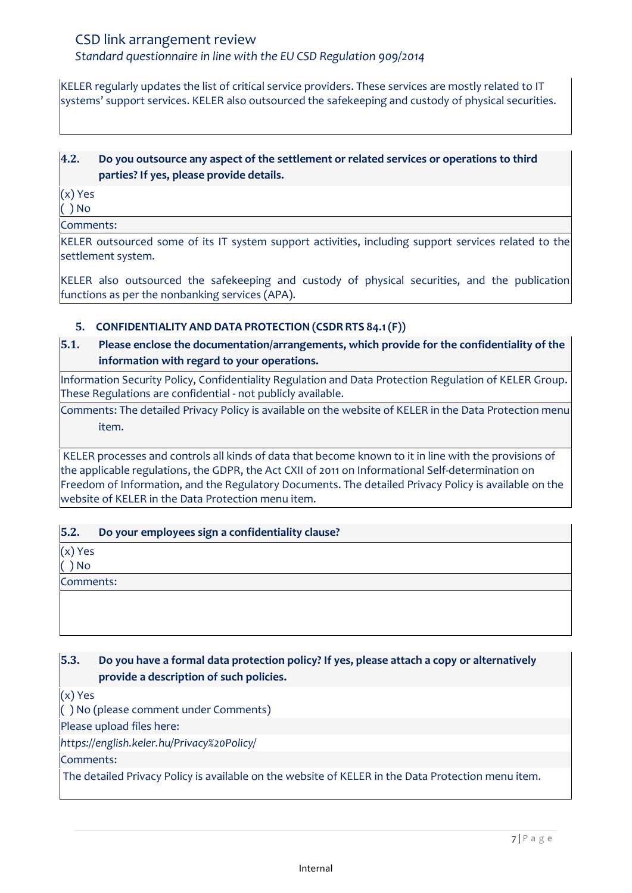KELER regularly updates the list of critical service providers. These services are mostly related to IT systems' support services. KELER also outsourced the safekeeping and custody of physical securities.

**4.2. Do you outsource any aspect of the settlement or related services or operations to third parties? If yes, please provide details.**

(x) Yes
( ) No

Comments:

KELER outsourced some of its IT system support activities, including support services related to the settlement system.

KELER also outsourced the safekeeping and custody of physical securities, and the publication functions as per the nonbanking services (APA).

## 5. CONFIDENTIALITY AND DATA PROTECTION (CSDR RTS 84.1 (F))

**5.1. Please enclose the documentation/arrangements, which provide for the confidentiality of the information with regard to your operations.**

Information Security Policy, Confidentiality Regulation and Data Protection Regulation of KELER Group. These Regulations are confidential - not publicly available.

Comments: The detailed Privacy Policy is available on the website of KELER in the Data Protection menu item.

KELER processes and controls all kinds of data that become known to it in line with the provisions of the applicable regulations, the GDPR, the Act CXII of 2011 on Informational Self-determination on Freedom of Information, and the Regulatory Documents. The detailed Privacy Policy is available on the website of KELER in the Data Protection menu item.

**5.2. Do your employees sign a confidentiality clause?**

(x) Yes
( ) No

Comments:

**5.3. Do you have a formal data protection policy? If yes, please attach a copy or alternatively provide a description of such policies.**

(x) Yes
( ) No (please comment under Comments)

Please upload files here:

*https://english.keler.hu/Privacy%20Policy/*

Comments:

The detailed Privacy Policy is available on the website of KELER in the Data Protection menu item.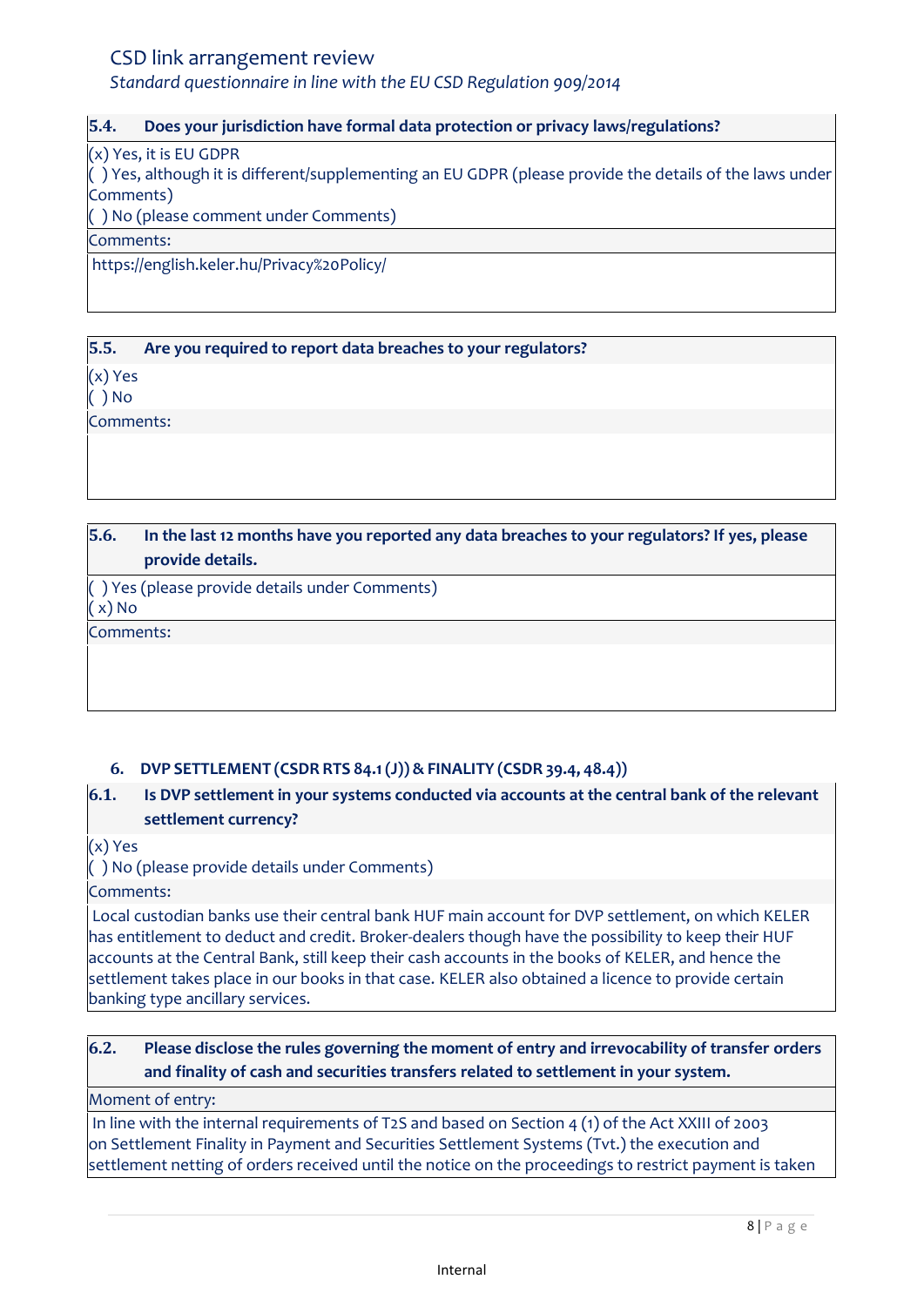**5.4. Does your jurisdiction have formal data protection or privacy laws/regulations?**

(x) Yes, it is EU GDPR
( ) Yes, although it is different/supplementing an EU GDPR (please provide the details of the laws under Comments)
( ) No (please comment under Comments)

Comments:

https://english.keler.hu/Privacy%20Policy/

**5.5. Are you required to report data breaches to your regulators?**

(x) Yes
( ) No

Comments:

**5.6. In the last 12 months have you reported any data breaches to your regulators? If yes, please provide details.**

( ) Yes (please provide details under Comments)
( x) No

Comments:

## 6. DVP SETTLEMENT (CSDR RTS 84.1 (J)) & FINALITY (CSDR 39.4, 48.4))

**6.1. Is DVP settlement in your systems conducted via accounts at the central bank of the relevant settlement currency?**

(x) Yes
( ) No (please provide details under Comments)

Comments:

Local custodian banks use their central bank HUF main account for DVP settlement, on which KELER has entitlement to deduct and credit. Broker-dealers though have the possibility to keep their HUF accounts at the Central Bank, still keep their cash accounts in the books of KELER, and hence the settlement takes place in our books in that case. KELER also obtained a licence to provide certain banking type ancillary services.

**6.2. Please disclose the rules governing the moment of entry and irrevocability of transfer orders and finality of cash and securities transfers related to settlement in your system.**

Moment of entry:

In line with the internal requirements of T2S and based on Section 4 (1) of the Act XXIII of 2003 on Settlement Finality in Payment and Securities Settlement Systems (Tvt.) the execution and settlement netting of orders received until the notice on the proceedings to restrict payment is taken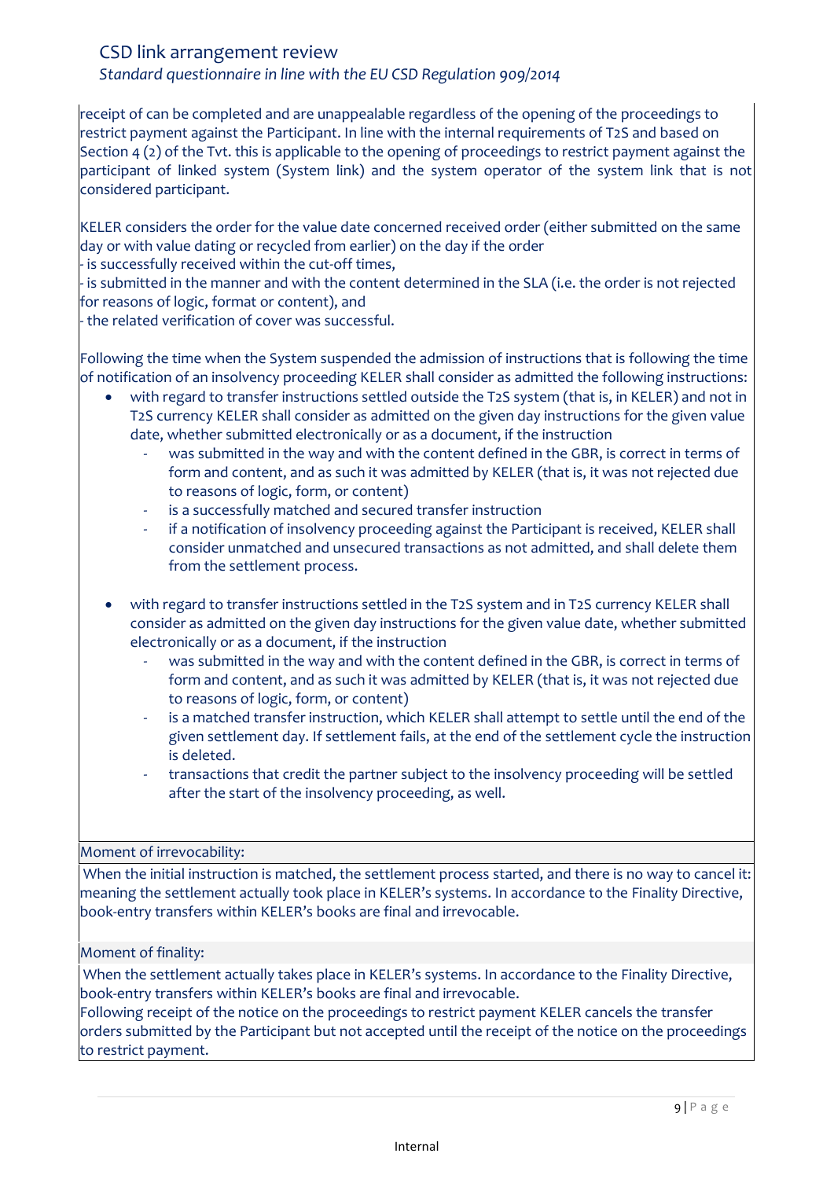receipt of can be completed and are unappealable regardless of the opening of the proceedings to restrict payment against the Participant. In line with the internal requirements of T2S and based on Section 4 (2) of the Tvt. this is applicable to the opening of proceedings to restrict payment against the participant of linked system (System link) and the system operator of the system link that is not considered participant.

KELER considers the order for the value date concerned received order (either submitted on the same day or with value dating or recycled from earlier) on the day if the order
- is successfully received within the cut-off times,
- is submitted in the manner and with the content determined in the SLA (i.e. the order is not rejected for reasons of logic, format or content), and
- the related verification of cover was successful.

Following the time when the System suspended the admission of instructions that is following the time of notification of an insolvency proceeding KELER shall consider as admitted the following instructions:

- with regard to transfer instructions settled outside the T2S system (that is, in KELER) and not in T2S currency KELER shall consider as admitted on the given day instructions for the given value date, whether submitted electronically or as a document, if the instruction
  - was submitted in the way and with the content defined in the GBR, is correct in terms of form and content, and as such it was admitted by KELER (that is, it was not rejected due to reasons of logic, form, or content)
  - is a successfully matched and secured transfer instruction
  - if a notification of insolvency proceeding against the Participant is received, KELER shall consider unmatched and unsecured transactions as not admitted, and shall delete them from the settlement process.

- with regard to transfer instructions settled in the T2S system and in T2S currency KELER shall consider as admitted on the given day instructions for the given value date, whether submitted electronically or as a document, if the instruction
  - was submitted in the way and with the content defined in the GBR, is correct in terms of form and content, and as such it was admitted by KELER (that is, it was not rejected due to reasons of logic, form, or content)
  - is a matched transfer instruction, which KELER shall attempt to settle until the end of the given settlement day. If settlement fails, at the end of the settlement cycle the instruction is deleted.
  - transactions that credit the partner subject to the insolvency proceeding will be settled after the start of the insolvency proceeding, as well.

Moment of irrevocability:

When the initial instruction is matched, the settlement process started, and there is no way to cancel it: meaning the settlement actually took place in KELER's systems. In accordance to the Finality Directive, book-entry transfers within KELER's books are final and irrevocable.

Moment of finality:

When the settlement actually takes place in KELER's systems. In accordance to the Finality Directive, book-entry transfers within KELER's books are final and irrevocable.
Following receipt of the notice on the proceedings to restrict payment KELER cancels the transfer orders submitted by the Participant but not accepted until the receipt of the notice on the proceedings to restrict payment.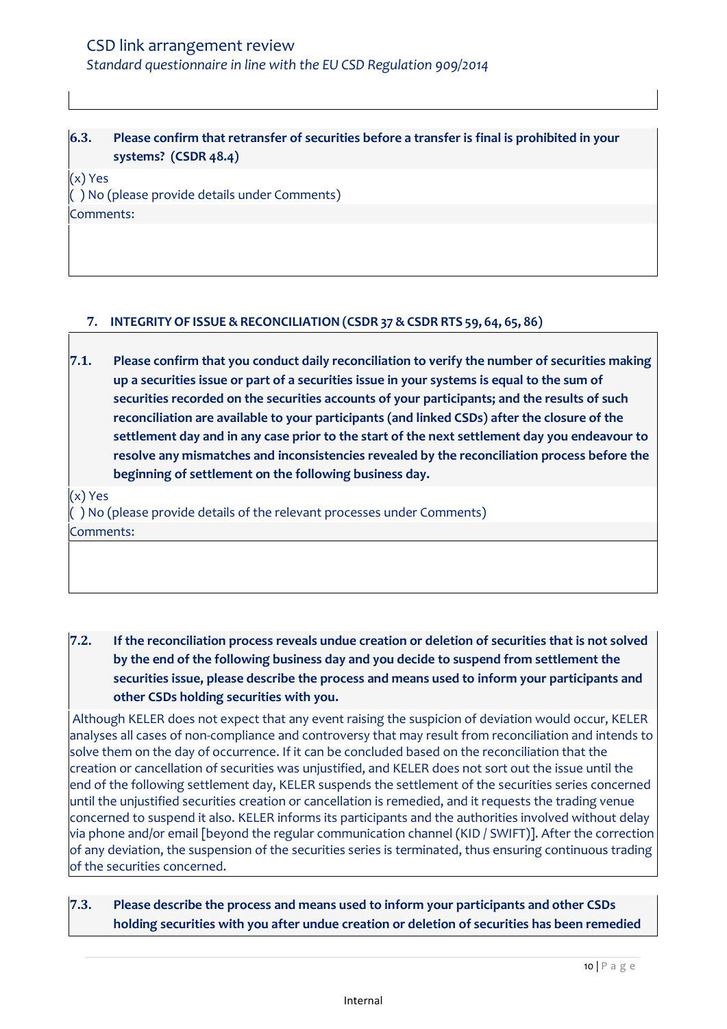**6.3. Please confirm that retransfer of securities before a transfer is final is prohibited in your systems? (CSDR 48.4)**

(x) Yes
( ) No (please provide details under Comments)

Comments:

## 7. INTEGRITY OF ISSUE & RECONCILIATION (CSDR 37 & CSDR RTS 59, 64, 65, 86)

**7.1. Please confirm that you conduct daily reconciliation to verify the number of securities making up a securities issue or part of a securities issue in your systems is equal to the sum of securities recorded on the securities accounts of your participants; and the results of such reconciliation are available to your participants (and linked CSDs) after the closure of the settlement day and in any case prior to the start of the next settlement day you endeavour to resolve any mismatches and inconsistencies revealed by the reconciliation process before the beginning of settlement on the following business day.**

(x) Yes
( ) No (please provide details of the relevant processes under Comments)

Comments:

**7.2. If the reconciliation process reveals undue creation or deletion of securities that is not solved by the end of the following business day and you decide to suspend from settlement the securities issue, please describe the process and means used to inform your participants and other CSDs holding securities with you.**

Although KELER does not expect that any event raising the suspicion of deviation would occur, KELER analyses all cases of non-compliance and controversy that may result from reconciliation and intends to solve them on the day of occurrence. If it can be concluded based on the reconciliation that the creation or cancellation of securities was unjustified, and KELER does not sort out the issue until the end of the following settlement day, KELER suspends the settlement of the securities series concerned until the unjustified securities creation or cancellation is remedied, and it requests the trading venue concerned to suspend it also. KELER informs its participants and the authorities involved without delay via phone and/or email [beyond the regular communication channel (KID / SWIFT)]. After the correction of any deviation, the suspension of the securities series is terminated, thus ensuring continuous trading of the securities concerned.

**7.3. Please describe the process and means used to inform your participants and other CSDs holding securities with you after undue creation or deletion of securities has been remedied**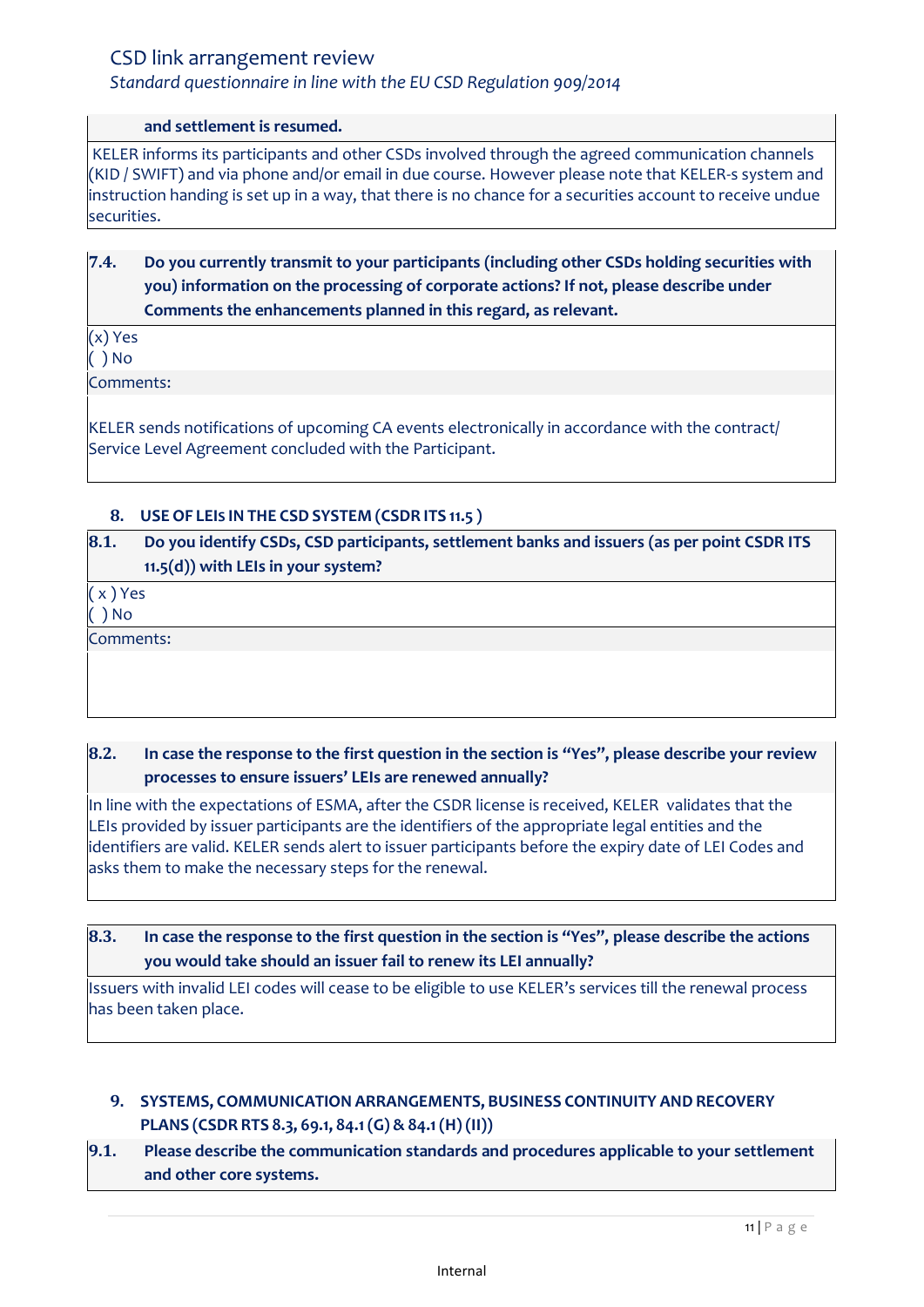**and settlement is resumed.**

KELER informs its participants and other CSDs involved through the agreed communication channels (KID / SWIFT) and via phone and/or email in due course. However please note that KELER-s system and instruction handing is set up in a way, that there is no chance for a securities account to receive undue securities.

**7.4. Do you currently transmit to your participants (including other CSDs holding securities with you) information on the processing of corporate actions? If not, please describe under Comments the enhancements planned in this regard, as relevant.**

(x) Yes
( ) No

Comments:

KELER sends notifications of upcoming CA events electronically in accordance with the contract/ Service Level Agreement concluded with the Participant.

## 8. USE OF LEIs IN THE CSD SYSTEM (CSDR ITS 11.5 )

**8.1. Do you identify CSDs, CSD participants, settlement banks and issuers (as per point CSDR ITS 11.5(d)) with LEIs in your system?**

( x ) Yes
( ) No

Comments:

**8.2. In case the response to the first question in the section is "Yes", please describe your review processes to ensure issuers' LEIs are renewed annually?**

In line with the expectations of ESMA, after the CSDR license is received, KELER validates that the LEIs provided by issuer participants are the identifiers of the appropriate legal entities and the identifiers are valid. KELER sends alert to issuer participants before the expiry date of LEI Codes and asks them to make the necessary steps for the renewal.

**8.3. In case the response to the first question in the section is "Yes", please describe the actions you would take should an issuer fail to renew its LEI annually?**

Issuers with invalid LEI codes will cease to be eligible to use KELER's services till the renewal process has been taken place.

## 9. SYSTEMS, COMMUNICATION ARRANGEMENTS, BUSINESS CONTINUITY AND RECOVERY PLANS (CSDR RTS 8.3, 69.1, 84.1 (G) & 84.1 (H) (II))

**9.1. Please describe the communication standards and procedures applicable to your settlement and other core systems.**

Internal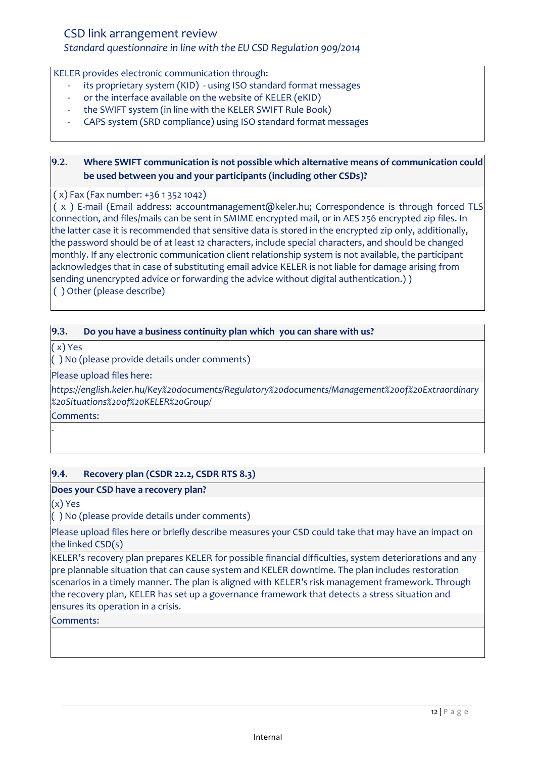KELER provides electronic communication through:

- its proprietary system (KID) - using ISO standard format messages
- or the interface available on the website of KELER (eKID)
- the SWIFT system (in line with the KELER SWIFT Rule Book)
- CAPS system (SRD compliance) using ISO standard format messages

**9.2. Where SWIFT communication is not possible which alternative means of communication could be used between you and your participants (including other CSDs)?**

( x) Fax (Fax number: +36 1 352 1042)
( x ) E-mail (Email address: accountmanagement@keler.hu; Correspondence is through forced TLS connection, and files/mails can be sent in SMIME encrypted mail, or in AES 256 encrypted zip files. In the latter case it is recommended that sensitive data is stored in the encrypted zip only, additionally, the password should be of at least 12 characters, include special characters, and should be changed monthly. If any electronic communication client relationship system is not available, the participant acknowledges that in case of substituting email advice KELER is not liable for damage arising from sending unencrypted advice or forwarding the advice without digital authentication.) )
( ) Other (please describe)

**9.3. Do you have a business continuity plan which you can share with us?**

( x) Yes
( ) No (please provide details under comments)

Please upload files here:

*https://english.keler.hu/Key%20documents/Regulatory%20documents/Management%20of%20Extraordinary%20Situations%20of%20KELER%20Group/*

Comments:

-

**9.4. Recovery plan (CSDR 22.2, CSDR RTS 8.3)**

**Does your CSD have a recovery plan?**

(x) Yes
( ) No (please provide details under comments)

Please upload files here or briefly describe measures your CSD could take that may have an impact on the linked CSD(s)

KELER's recovery plan prepares KELER for possible financial difficulties, system deteriorations and any pre plannable situation that can cause system and KELER downtime. The plan includes restoration scenarios in a timely manner. The plan is aligned with KELER's risk management framework. Through the recovery plan, KELER has set up a governance framework that detects a stress situation and ensures its operation in a crisis.

Comments: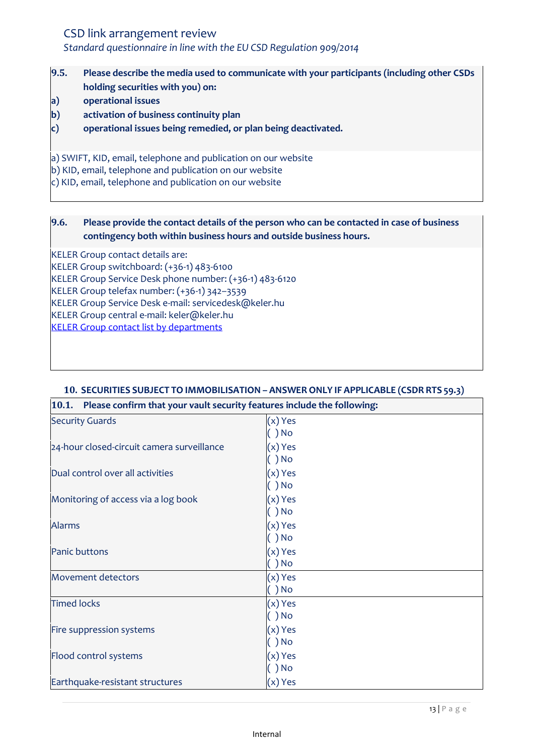**9.5. Please describe the media used to communicate with your participants (including other CSDs holding securities with you) on:**

**a) operational issues**

**b) activation of business continuity plan**

**c) operational issues being remedied, or plan being deactivated.**

a) SWIFT, KID, email, telephone and publication on our website
b) KID, email, telephone and publication on our website
c) KID, email, telephone and publication on our website

**9.6. Please provide the contact details of the person who can be contacted in case of business contingency both within business hours and outside business hours.**

KELER Group contact details are:
KELER Group switchboard: (+36-1) 483-6100
KELER Group Service Desk phone number: (+36-1) 483-6120
KELER Group telefax number: (+36-1) 342–3539
KELER Group Service Desk e-mail: servicedesk@keler.hu
KELER Group central e-mail: keler@keler.hu
[KELER Group contact list by departments]

## 10. SECURITIES SUBJECT TO IMMOBILISATION – ANSWER ONLY IF APPLICABLE (CSDR RTS 59.3)

**10.1. Please confirm that your vault security features include the following:**

| Feature | Answer |
|---|---|
| Security Guards | (x) Yes<br>( ) No |
| 24-hour closed-circuit camera surveillance | (x) Yes<br>( ) No |
| Dual control over all activities | (x) Yes<br>( ) No |
| Monitoring of access via a log book | (x) Yes<br>( ) No |
| Alarms | (x) Yes<br>( ) No |
| Panic buttons | (x) Yes<br>( ) No |
| Movement detectors | (x) Yes<br>( ) No |
| Timed locks | (x) Yes<br>( ) No |
| Fire suppression systems | (x) Yes<br>( ) No |
| Flood control systems | (x) Yes<br>( ) No |
| Earthquake-resistant structures | (x) Yes |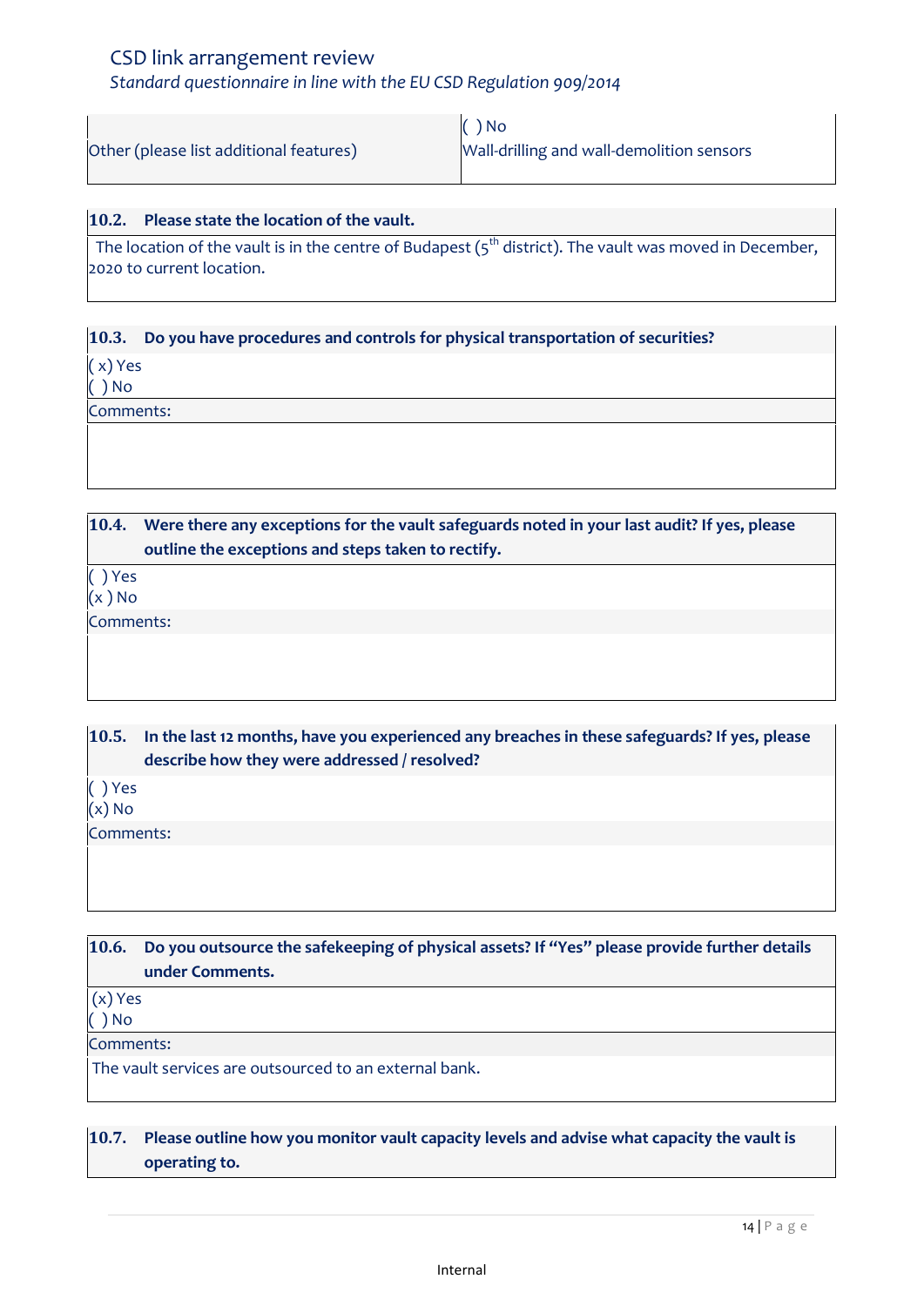| | |
|---|---|
| Other (please list additional features) | ( ) No<br>Wall-drilling and wall-demolition sensors |

**10.2. Please state the location of the vault.**

The location of the vault is in the centre of Budapest (5th district). The vault was moved in December, 2020 to current location.

**10.3. Do you have procedures and controls for physical transportation of securities?**

( x) Yes
( ) No

Comments:

**10.4. Were there any exceptions for the vault safeguards noted in your last audit? If yes, please outline the exceptions and steps taken to rectify.**

( ) Yes
(x ) No

Comments:

**10.5. In the last 12 months, have you experienced any breaches in these safeguards? If yes, please describe how they were addressed / resolved?**

( ) Yes
(x) No

Comments:

**10.6. Do you outsource the safekeeping of physical assets? If "Yes" please provide further details under Comments.**

(x) Yes
( ) No

Comments:

The vault services are outsourced to an external bank.

**10.7. Please outline how you monitor vault capacity levels and advise what capacity the vault is operating to.**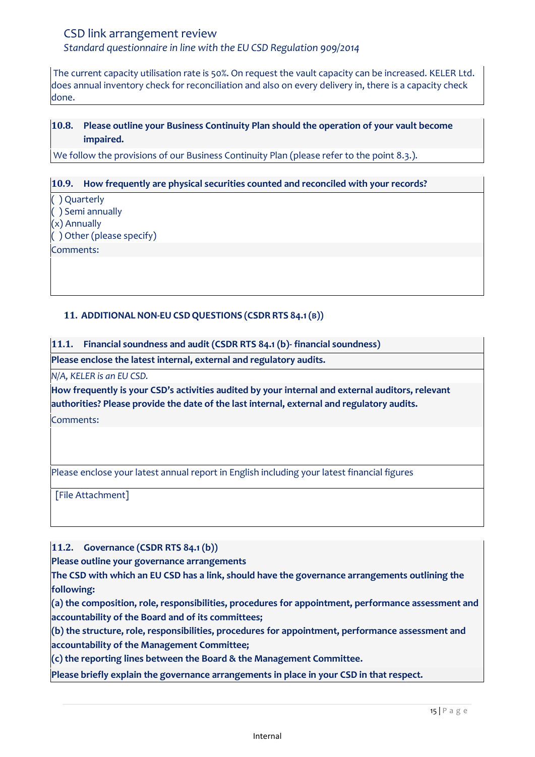The current capacity utilisation rate is 50%. On request the vault capacity can be increased. KELER Ltd. does annual inventory check for reconciliation and also on every delivery in, there is a capacity check done.

**10.8. Please outline your Business Continuity Plan should the operation of your vault become impaired.**

We follow the provisions of our Business Continuity Plan (please refer to the point 8.3.).

**10.9. How frequently are physical securities counted and reconciled with your records?**

( ) Quarterly
( ) Semi annually
(x) Annually
( ) Other (please specify)

Comments:

## 11. ADDITIONAL NON-EU CSD QUESTIONS (CSDR RTS 84.1 (B))

**11.1. Financial soundness and audit (CSDR RTS 84.1 (b)- financial soundness)**

**Please enclose the latest internal, external and regulatory audits.**

*N/A, KELER is an EU CSD.*

**How frequently is your CSD's activities audited by your internal and external auditors, relevant authorities? Please provide the date of the last internal, external and regulatory audits.**

Comments:

Please enclose your latest annual report in English including your latest financial figures

[File Attachment]

**11.2. Governance (CSDR RTS 84.1 (b))**

**Please outline your governance arrangements**

**The CSD with which an EU CSD has a link, should have the governance arrangements outlining the following:**

**(a) the composition, role, responsibilities, procedures for appointment, performance assessment and accountability of the Board and of its committees;**

**(b) the structure, role, responsibilities, procedures for appointment, performance assessment and accountability of the Management Committee;**

**(c) the reporting lines between the Board & the Management Committee.**

**Please briefly explain the governance arrangements in place in your CSD in that respect.**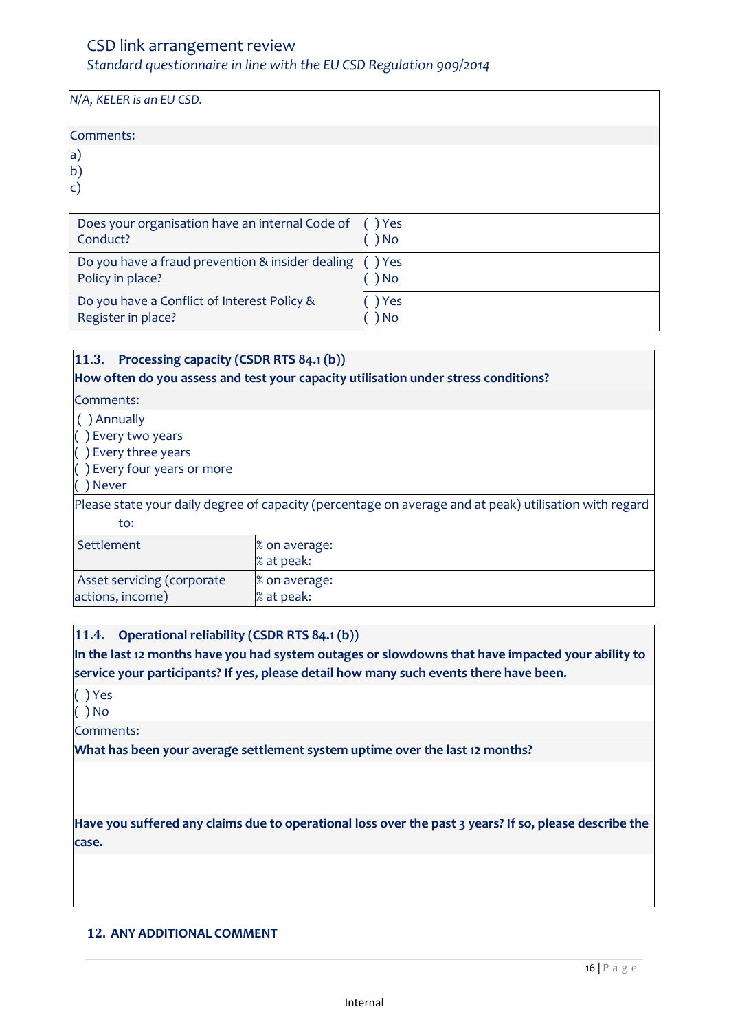*N/A, KELER is an EU CSD.*

Comments:

a)
b)
c)

| Does your organisation have an internal Code of Conduct? | ( ) Yes<br>( ) No |
|---|---|
| Do you have a fraud prevention & insider dealing Policy in place? | ( ) Yes<br>( ) No |
| Do you have a Conflict of Interest Policy & Register in place? | ( ) Yes<br>( ) No |

**11.3. Processing capacity (CSDR RTS 84.1 (b))**

**How often do you assess and test your capacity utilisation under stress conditions?**

Comments:

( ) Annually
( ) Every two years
( ) Every three years
( ) Every four years or more
( ) Never

Please state your daily degree of capacity (percentage on average and at peak) utilisation with regard to:

| Settlement | % on average:<br>% at peak: |
|---|---|
| Asset servicing (corporate actions, income) | % on average:<br>% at peak: |

**11.4. Operational reliability (CSDR RTS 84.1 (b))**

**In the last 12 months have you had system outages or slowdowns that have impacted your ability to service your participants? If yes, please detail how many such events there have been.**

( ) Yes
( ) No

Comments:

**What has been your average settlement system uptime over the last 12 months?**

**Have you suffered any claims due to operational loss over the past 3 years? If so, please describe the case.**

## 12. ANY ADDITIONAL COMMENT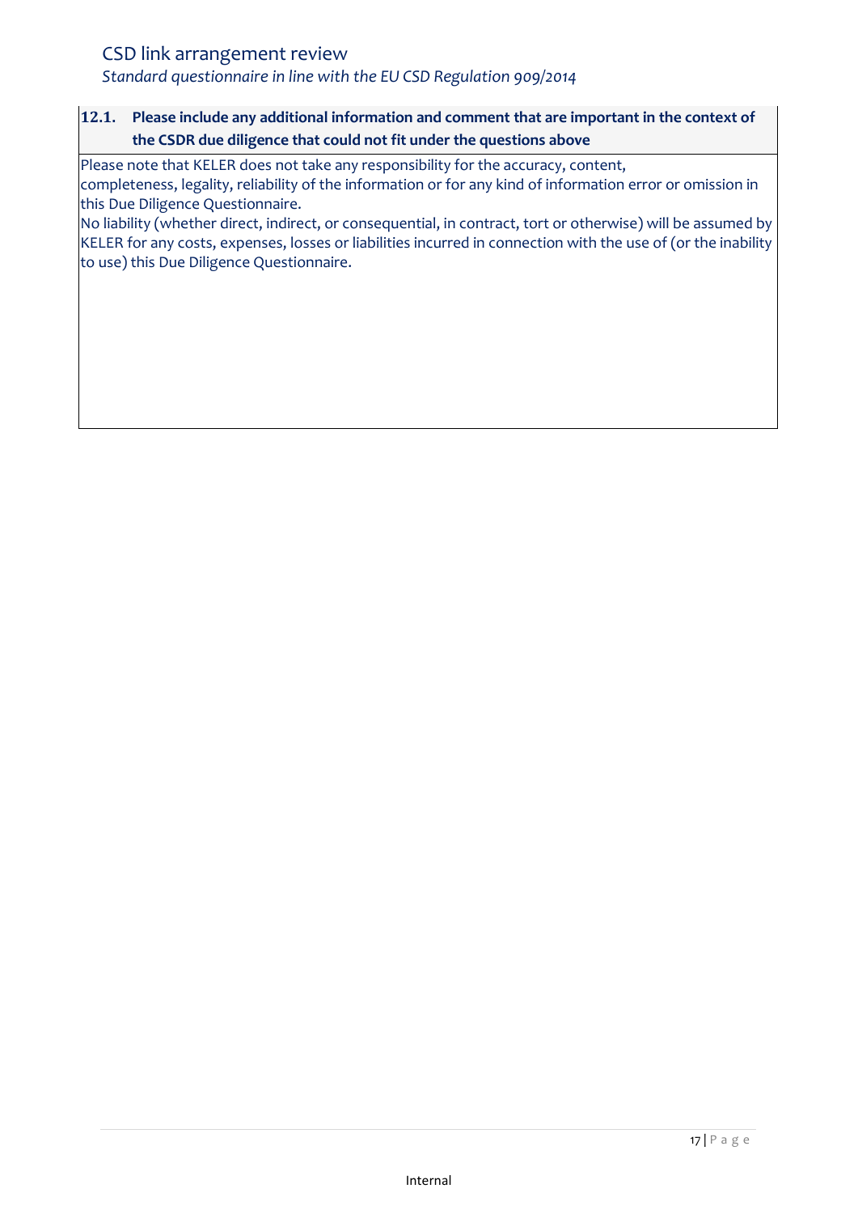**12.1. Please include any additional information and comment that are important in the context of the CSDR due diligence that could not fit under the questions above**

Please note that KELER does not take any responsibility for the accuracy, content, completeness, legality, reliability of the information or for any kind of information error or omission in this Due Diligence Questionnaire.

No liability (whether direct, indirect, or consequential, in contract, tort or otherwise) will be assumed by KELER for any costs, expenses, losses or liabilities incurred in connection with the use of (or the inability to use) this Due Diligence Questionnaire.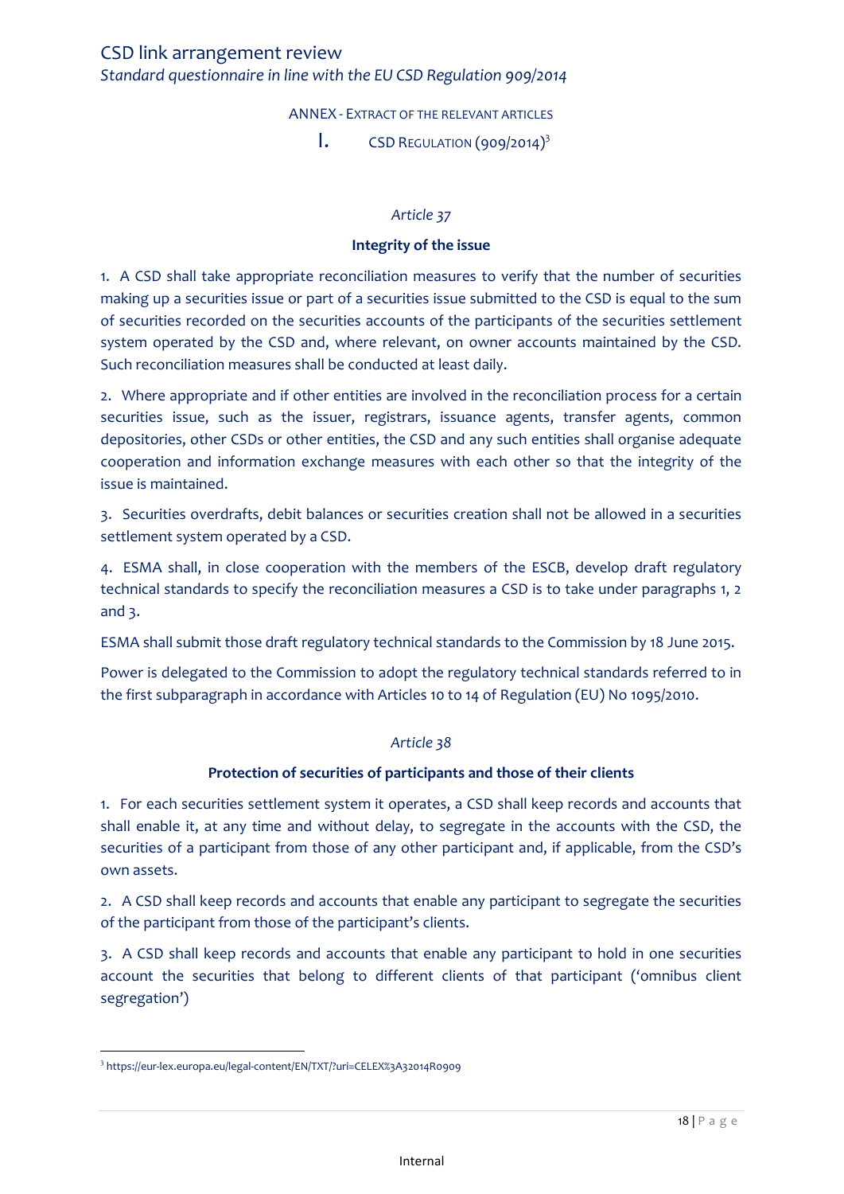## ANNEX - EXTRACT OF THE RELEVANT ARTICLES

### I. CSD REGULATION (909/2014)[3]

*Article 37*

**Integrity of the issue**

1. A CSD shall take appropriate reconciliation measures to verify that the number of securities making up a securities issue or part of a securities issue submitted to the CSD is equal to the sum of securities recorded on the securities accounts of the participants of the securities settlement system operated by the CSD and, where relevant, on owner accounts maintained by the CSD. Such reconciliation measures shall be conducted at least daily.

2. Where appropriate and if other entities are involved in the reconciliation process for a certain securities issue, such as the issuer, registrars, issuance agents, transfer agents, common depositories, other CSDs or other entities, the CSD and any such entities shall organise adequate cooperation and information exchange measures with each other so that the integrity of the issue is maintained.

3. Securities overdrafts, debit balances or securities creation shall not be allowed in a securities settlement system operated by a CSD.

4. ESMA shall, in close cooperation with the members of the ESCB, develop draft regulatory technical standards to specify the reconciliation measures a CSD is to take under paragraphs 1, 2 and 3.

ESMA shall submit those draft regulatory technical standards to the Commission by 18 June 2015.

Power is delegated to the Commission to adopt the regulatory technical standards referred to in the first subparagraph in accordance with Articles 10 to 14 of Regulation (EU) No 1095/2010.

*Article 38*

**Protection of securities of participants and those of their clients**

1. For each securities settlement system it operates, a CSD shall keep records and accounts that shall enable it, at any time and without delay, to segregate in the accounts with the CSD, the securities of a participant from those of any other participant and, if applicable, from the CSD's own assets.

2. A CSD shall keep records and accounts that enable any participant to segregate the securities of the participant from those of the participant's clients.

3. A CSD shall keep records and accounts that enable any participant to hold in one securities account the securities that belong to different clients of that participant ('omnibus client segregation')

[3] https://eur-lex.europa.eu/legal-content/EN/TXT/?uri=CELEX%3A32014R0909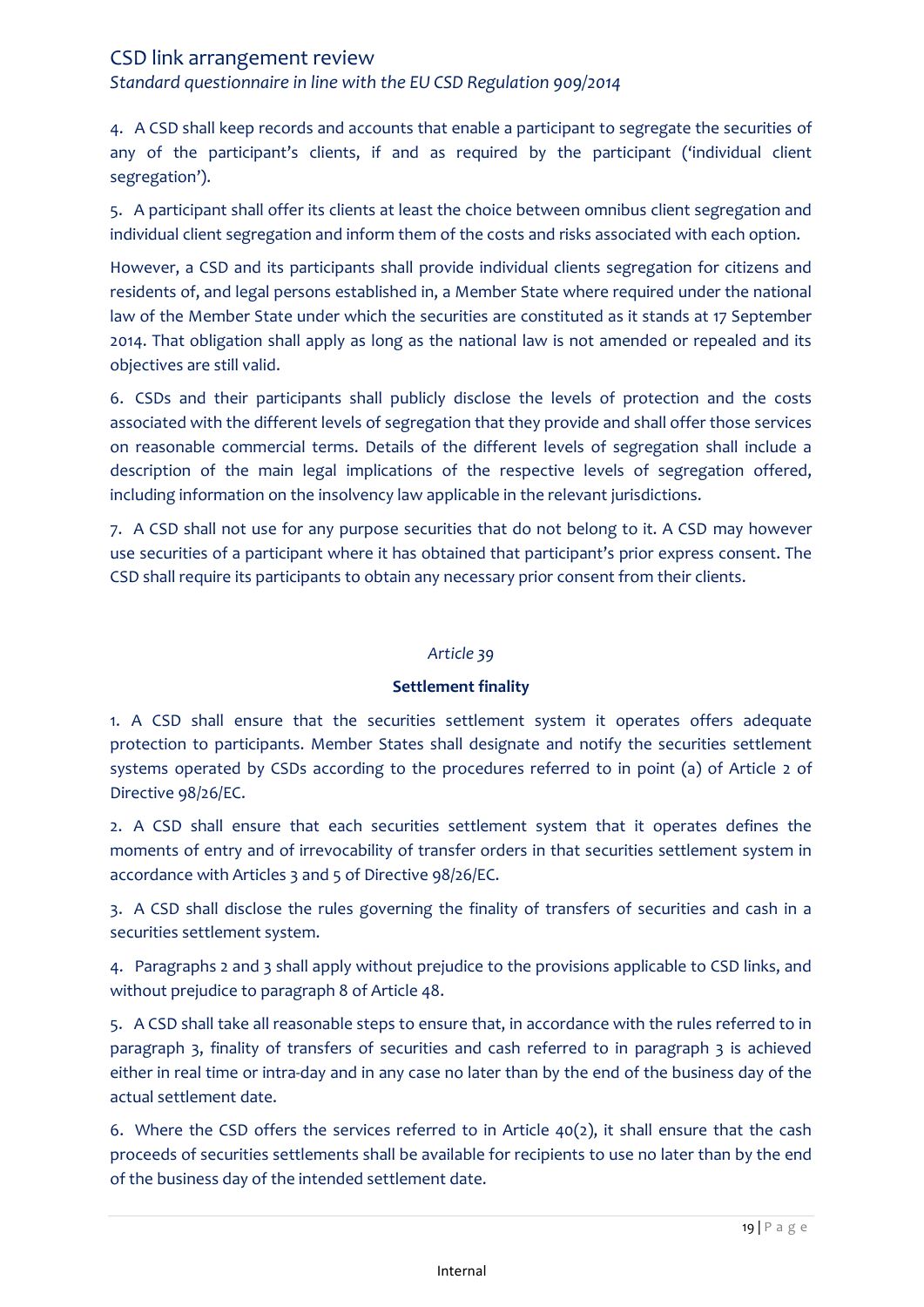4. A CSD shall keep records and accounts that enable a participant to segregate the securities of any of the participant's clients, if and as required by the participant ('individual client segregation').

5. A participant shall offer its clients at least the choice between omnibus client segregation and individual client segregation and inform them of the costs and risks associated with each option.

However, a CSD and its participants shall provide individual clients segregation for citizens and residents of, and legal persons established in, a Member State where required under the national law of the Member State under which the securities are constituted as it stands at 17 September 2014. That obligation shall apply as long as the national law is not amended or repealed and its objectives are still valid.

6. CSDs and their participants shall publicly disclose the levels of protection and the costs associated with the different levels of segregation that they provide and shall offer those services on reasonable commercial terms. Details of the different levels of segregation shall include a description of the main legal implications of the respective levels of segregation offered, including information on the insolvency law applicable in the relevant jurisdictions.

7. A CSD shall not use for any purpose securities that do not belong to it. A CSD may however use securities of a participant where it has obtained that participant's prior express consent. The CSD shall require its participants to obtain any necessary prior consent from their clients.

*Article 39*

**Settlement finality**

1. A CSD shall ensure that the securities settlement system it operates offers adequate protection to participants. Member States shall designate and notify the securities settlement systems operated by CSDs according to the procedures referred to in point (a) of Article 2 of Directive 98/26/EC.

2. A CSD shall ensure that each securities settlement system that it operates defines the moments of entry and of irrevocability of transfer orders in that securities settlement system in accordance with Articles 3 and 5 of Directive 98/26/EC.

3. A CSD shall disclose the rules governing the finality of transfers of securities and cash in a securities settlement system.

4. Paragraphs 2 and 3 shall apply without prejudice to the provisions applicable to CSD links, and without prejudice to paragraph 8 of Article 48.

5. A CSD shall take all reasonable steps to ensure that, in accordance with the rules referred to in paragraph 3, finality of transfers of securities and cash referred to in paragraph 3 is achieved either in real time or intra-day and in any case no later than by the end of the business day of the actual settlement date.

6. Where the CSD offers the services referred to in Article 40(2), it shall ensure that the cash proceeds of securities settlements shall be available for recipients to use no later than by the end of the business day of the intended settlement date.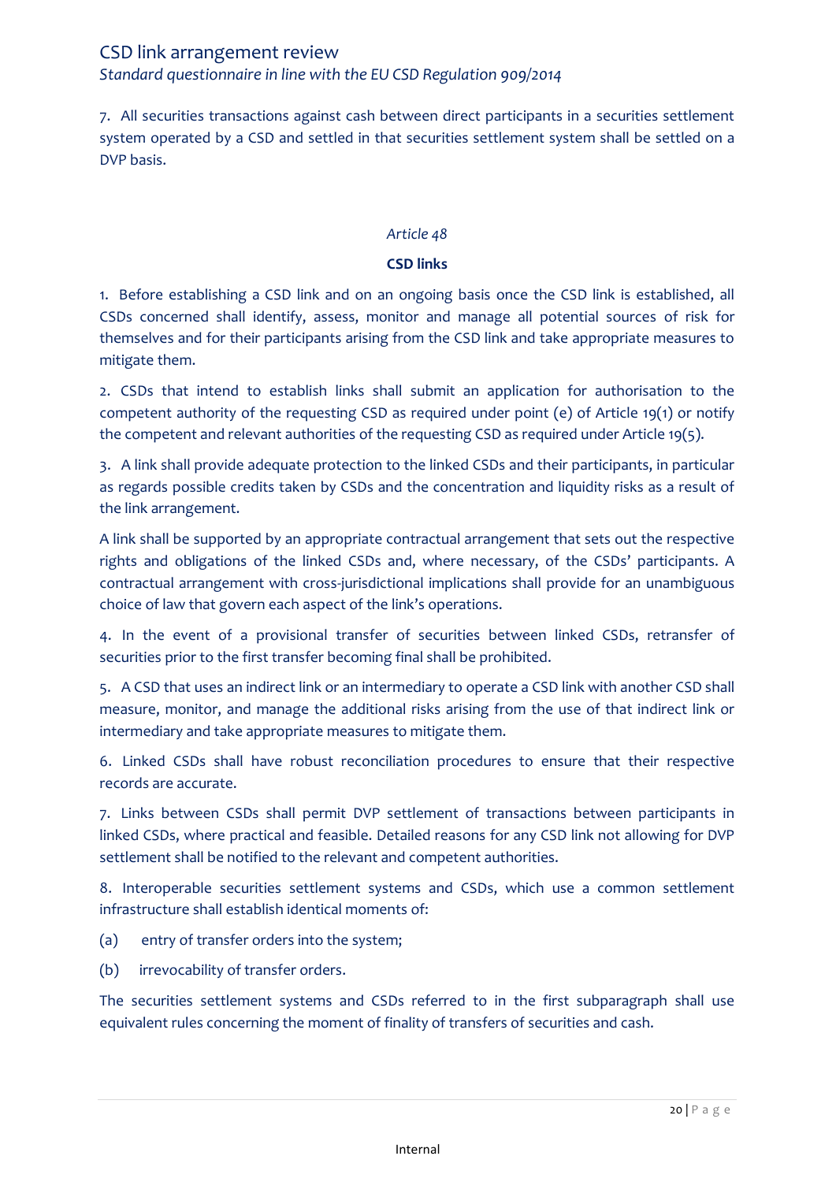7. All securities transactions against cash between direct participants in a securities settlement system operated by a CSD and settled in that securities settlement system shall be settled on a DVP basis.

*Article 48*

**CSD links**

1. Before establishing a CSD link and on an ongoing basis once the CSD link is established, all CSDs concerned shall identify, assess, monitor and manage all potential sources of risk for themselves and for their participants arising from the CSD link and take appropriate measures to mitigate them.

2. CSDs that intend to establish links shall submit an application for authorisation to the competent authority of the requesting CSD as required under point (e) of Article 19(1) or notify the competent and relevant authorities of the requesting CSD as required under Article 19(5).

3. A link shall provide adequate protection to the linked CSDs and their participants, in particular as regards possible credits taken by CSDs and the concentration and liquidity risks as a result of the link arrangement.

A link shall be supported by an appropriate contractual arrangement that sets out the respective rights and obligations of the linked CSDs and, where necessary, of the CSDs' participants. A contractual arrangement with cross-jurisdictional implications shall provide for an unambiguous choice of law that govern each aspect of the link's operations.

4. In the event of a provisional transfer of securities between linked CSDs, retransfer of securities prior to the first transfer becoming final shall be prohibited.

5. A CSD that uses an indirect link or an intermediary to operate a CSD link with another CSD shall measure, monitor, and manage the additional risks arising from the use of that indirect link or intermediary and take appropriate measures to mitigate them.

6. Linked CSDs shall have robust reconciliation procedures to ensure that their respective records are accurate.

7. Links between CSDs shall permit DVP settlement of transactions between participants in linked CSDs, where practical and feasible. Detailed reasons for any CSD link not allowing for DVP settlement shall be notified to the relevant and competent authorities.

8. Interoperable securities settlement systems and CSDs, which use a common settlement infrastructure shall establish identical moments of:

(a) entry of transfer orders into the system;

(b) irrevocability of transfer orders.

The securities settlement systems and CSDs referred to in the first subparagraph shall use equivalent rules concerning the moment of finality of transfers of securities and cash.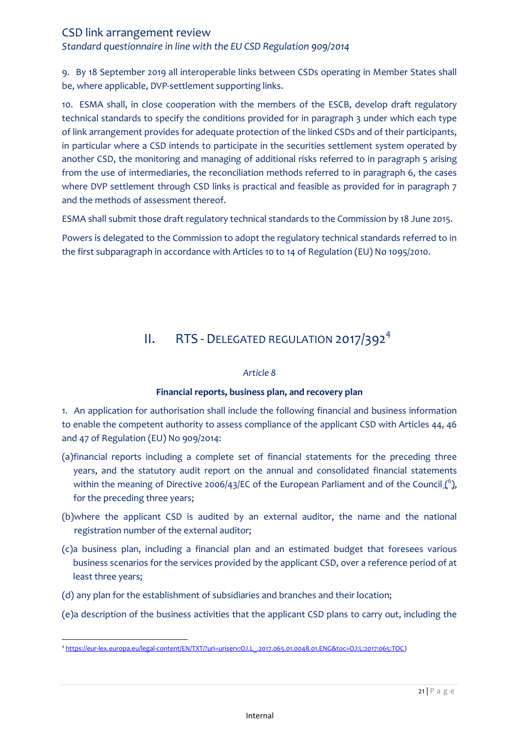9. By 18 September 2019 all interoperable links between CSDs operating in Member States shall be, where applicable, DVP-settlement supporting links.

10. ESMA shall, in close cooperation with the members of the ESCB, develop draft regulatory technical standards to specify the conditions provided for in paragraph 3 under which each type of link arrangement provides for adequate protection of the linked CSDs and of their participants, in particular where a CSD intends to participate in the securities settlement system operated by another CSD, the monitoring and managing of additional risks referred to in paragraph 5 arising from the use of intermediaries, the reconciliation methods referred to in paragraph 6, the cases where DVP settlement through CSD links is practical and feasible as provided for in paragraph 7 and the methods of assessment thereof.

ESMA shall submit those draft regulatory technical standards to the Commission by 18 June 2015.

Powers is delegated to the Commission to adopt the regulatory technical standards referred to in the first subparagraph in accordance with Articles 10 to 14 of Regulation (EU) No 1095/2010.

## II. RTS - Delegated Regulation 2017/392[4]

*Article 8*

**Financial reports, business plan, and recovery plan**

1. An application for authorisation shall include the following financial and business information to enable the competent authority to assess compliance of the applicant CSD with Articles 44, 46 and 47 of Regulation (EU) No 909/2014:

(a) financial reports including a complete set of financial statements for the preceding three years, and the statutory audit report on the annual and consolidated financial statements within the meaning of Directive 2006/43/EC of the European Parliament and of the Council ([6]), for the preceding three years;

(b) where the applicant CSD is audited by an external auditor, the name and the national registration number of the external auditor;

(c) a business plan, including a financial plan and an estimated budget that foresees various business scenarios for the services provided by the applicant CSD, over a reference period of at least three years;

(d) any plan for the establishment of subsidiaries and branches and their location;

(e) a description of the business activities that the applicant CSD plans to carry out, including the

[4] https://eur-lex.europa.eu/legal-content/EN/TXT/?uri=uriserv:OJ.L_.2017.065.01.0048.01.ENG&toc=OJ:L:2017:065:TOC)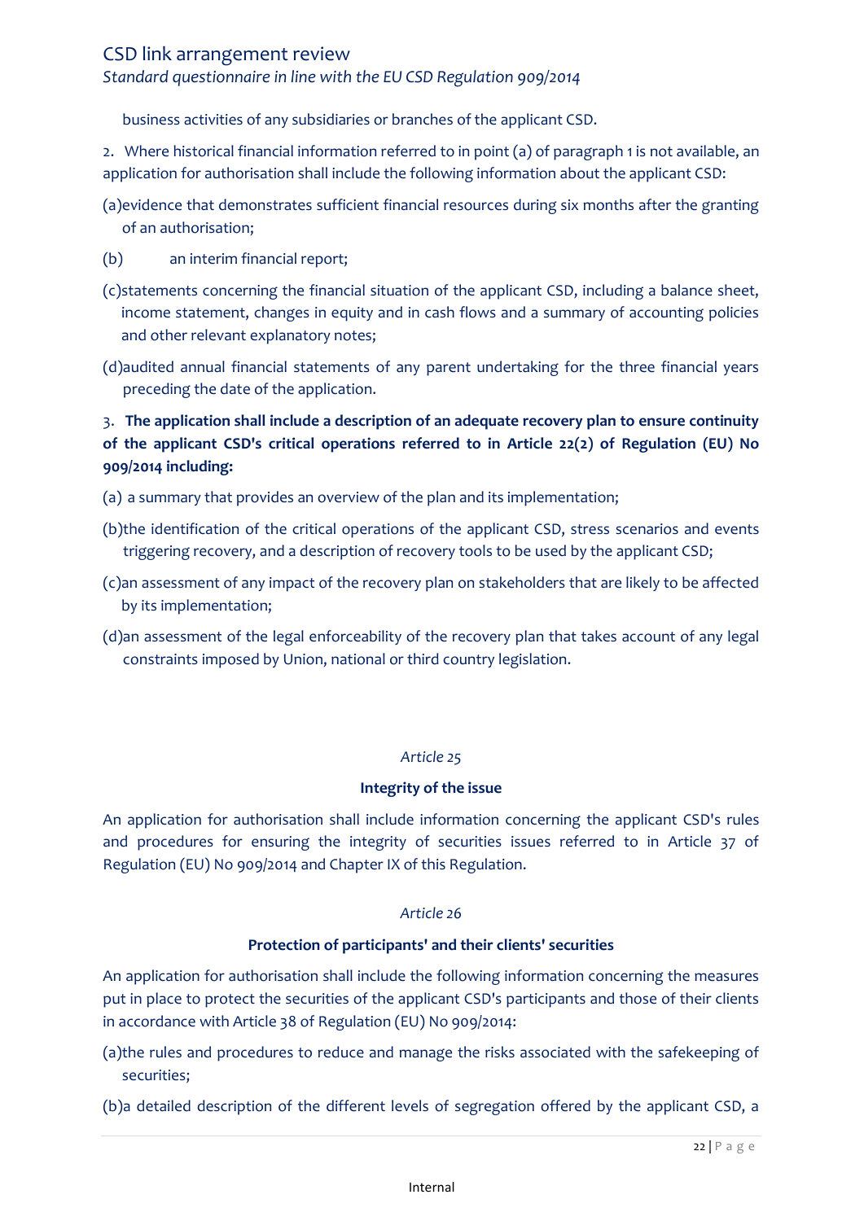business activities of any subsidiaries or branches of the applicant CSD.

2. Where historical financial information referred to in point (a) of paragraph 1 is not available, an application for authorisation shall include the following information about the applicant CSD:

(a)evidence that demonstrates sufficient financial resources during six months after the granting of an authorisation;

(b) an interim financial report;

(c)statements concerning the financial situation of the applicant CSD, including a balance sheet, income statement, changes in equity and in cash flows and a summary of accounting policies and other relevant explanatory notes;

(d)audited annual financial statements of any parent undertaking for the three financial years preceding the date of the application.

3. **The application shall include a description of an adequate recovery plan to ensure continuity of the applicant CSD's critical operations referred to in Article 22(2) of Regulation (EU) No 909/2014 including:**

(a) a summary that provides an overview of the plan and its implementation;

(b)the identification of the critical operations of the applicant CSD, stress scenarios and events triggering recovery, and a description of recovery tools to be used by the applicant CSD;

(c)an assessment of any impact of the recovery plan on stakeholders that are likely to be affected by its implementation;

(d)an assessment of the legal enforceability of the recovery plan that takes account of any legal constraints imposed by Union, national or third country legislation.

*Article 25*

**Integrity of the issue**

An application for authorisation shall include information concerning the applicant CSD's rules and procedures for ensuring the integrity of securities issues referred to in Article 37 of Regulation (EU) No 909/2014 and Chapter IX of this Regulation.

*Article 26*

**Protection of participants' and their clients' securities**

An application for authorisation shall include the following information concerning the measures put in place to protect the securities of the applicant CSD's participants and those of their clients in accordance with Article 38 of Regulation (EU) No 909/2014:

(a)the rules and procedures to reduce and manage the risks associated with the safekeeping of securities;

(b)a detailed description of the different levels of segregation offered by the applicant CSD, a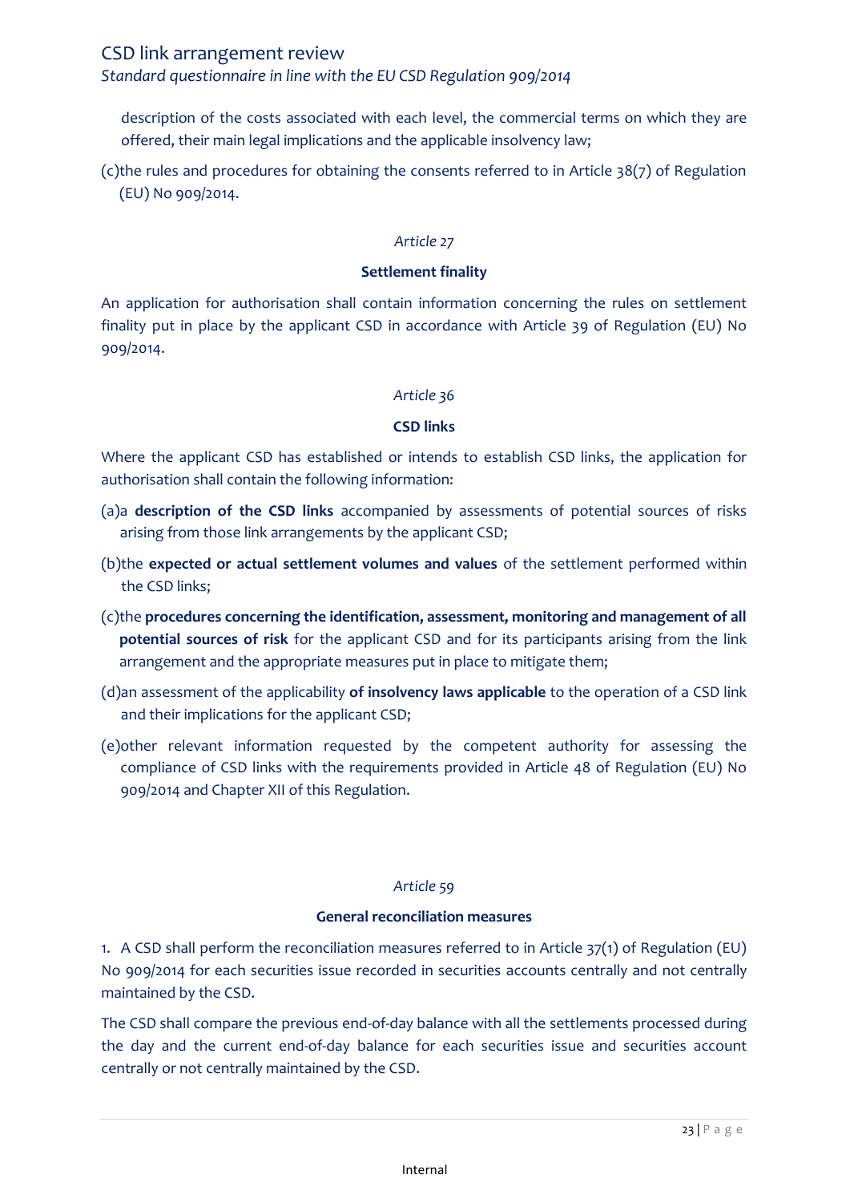description of the costs associated with each level, the commercial terms on which they are offered, their main legal implications and the applicable insolvency law;

(c)the rules and procedures for obtaining the consents referred to in Article 38(7) of Regulation (EU) No 909/2014.

*Article 27*

**Settlement finality**

An application for authorisation shall contain information concerning the rules on settlement finality put in place by the applicant CSD in accordance with Article 39 of Regulation (EU) No 909/2014.

*Article 36*

**CSD links**

Where the applicant CSD has established or intends to establish CSD links, the application for authorisation shall contain the following information:

(a)a **description of the CSD links** accompanied by assessments of potential sources of risks arising from those link arrangements by the applicant CSD;

(b)the **expected or actual settlement volumes and values** of the settlement performed within the CSD links;

(c)the **procedures concerning the identification, assessment, monitoring and management of all potential sources of risk** for the applicant CSD and for its participants arising from the link arrangement and the appropriate measures put in place to mitigate them;

(d)an assessment of the applicability **of insolvency laws applicable** to the operation of a CSD link and their implications for the applicant CSD;

(e)other relevant information requested by the competent authority for assessing the compliance of CSD links with the requirements provided in Article 48 of Regulation (EU) No 909/2014 and Chapter XII of this Regulation.

*Article 59*

**General reconciliation measures**

1. A CSD shall perform the reconciliation measures referred to in Article 37(1) of Regulation (EU) No 909/2014 for each securities issue recorded in securities accounts centrally and not centrally maintained by the CSD.

The CSD shall compare the previous end-of-day balance with all the settlements processed during the day and the current end-of-day balance for each securities issue and securities account centrally or not centrally maintained by the CSD.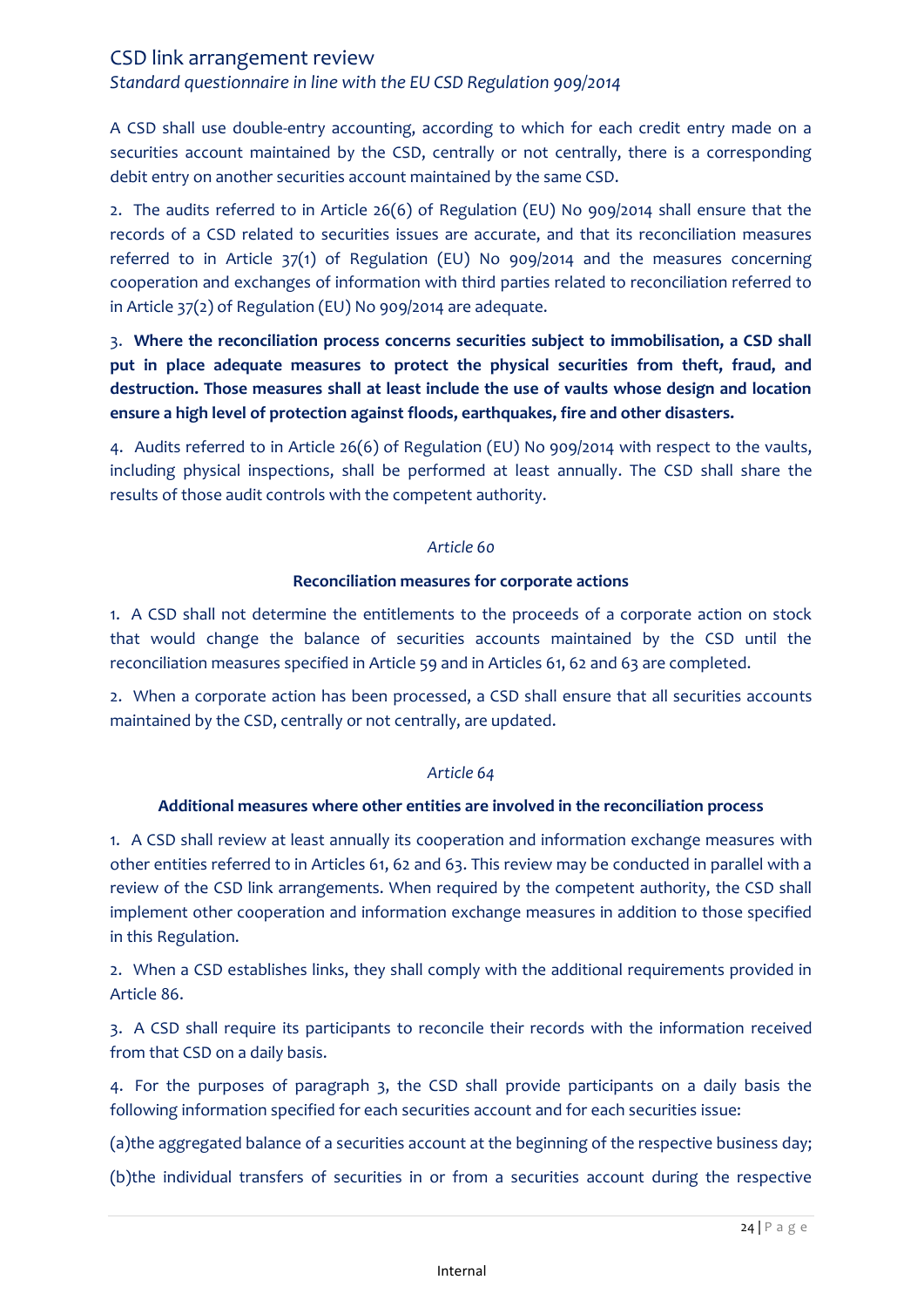A CSD shall use double-entry accounting, according to which for each credit entry made on a securities account maintained by the CSD, centrally or not centrally, there is a corresponding debit entry on another securities account maintained by the same CSD.

2. The audits referred to in Article 26(6) of Regulation (EU) No 909/2014 shall ensure that the records of a CSD related to securities issues are accurate, and that its reconciliation measures referred to in Article 37(1) of Regulation (EU) No 909/2014 and the measures concerning cooperation and exchanges of information with third parties related to reconciliation referred to in Article 37(2) of Regulation (EU) No 909/2014 are adequate.

3. **Where the reconciliation process concerns securities subject to immobilisation, a CSD shall put in place adequate measures to protect the physical securities from theft, fraud, and destruction. Those measures shall at least include the use of vaults whose design and location ensure a high level of protection against floods, earthquakes, fire and other disasters.**

4. Audits referred to in Article 26(6) of Regulation (EU) No 909/2014 with respect to the vaults, including physical inspections, shall be performed at least annually. The CSD shall share the results of those audit controls with the competent authority.

*Article 60*

**Reconciliation measures for corporate actions**

1. A CSD shall not determine the entitlements to the proceeds of a corporate action on stock that would change the balance of securities accounts maintained by the CSD until the reconciliation measures specified in Article 59 and in Articles 61, 62 and 63 are completed.

2. When a corporate action has been processed, a CSD shall ensure that all securities accounts maintained by the CSD, centrally or not centrally, are updated.

*Article 64*

**Additional measures where other entities are involved in the reconciliation process**

1. A CSD shall review at least annually its cooperation and information exchange measures with other entities referred to in Articles 61, 62 and 63. This review may be conducted in parallel with a review of the CSD link arrangements. When required by the competent authority, the CSD shall implement other cooperation and information exchange measures in addition to those specified in this Regulation.

2. When a CSD establishes links, they shall comply with the additional requirements provided in Article 86.

3. A CSD shall require its participants to reconcile their records with the information received from that CSD on a daily basis.

4. For the purposes of paragraph 3, the CSD shall provide participants on a daily basis the following information specified for each securities account and for each securities issue:

(a)the aggregated balance of a securities account at the beginning of the respective business day;

(b)the individual transfers of securities in or from a securities account during the respective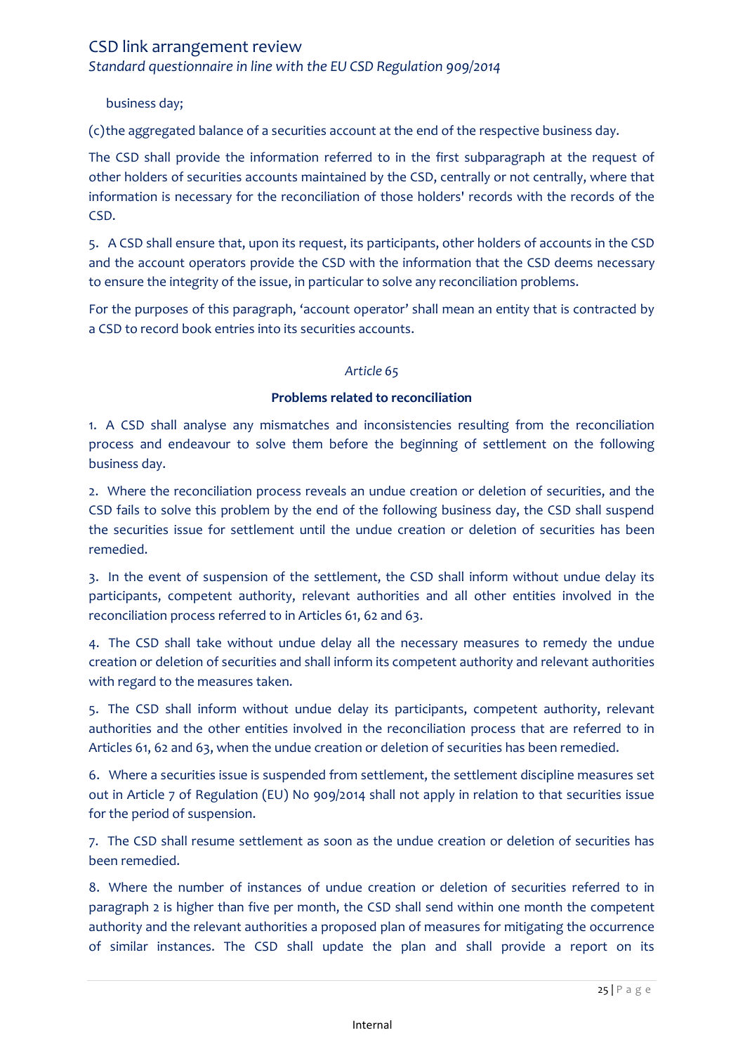business day;

(c)the aggregated balance of a securities account at the end of the respective business day.

The CSD shall provide the information referred to in the first subparagraph at the request of other holders of securities accounts maintained by the CSD, centrally or not centrally, where that information is necessary for the reconciliation of those holders' records with the records of the CSD.

5. A CSD shall ensure that, upon its request, its participants, other holders of accounts in the CSD and the account operators provide the CSD with the information that the CSD deems necessary to ensure the integrity of the issue, in particular to solve any reconciliation problems.

For the purposes of this paragraph, 'account operator' shall mean an entity that is contracted by a CSD to record book entries into its securities accounts.

*Article 65*

**Problems related to reconciliation**

1. A CSD shall analyse any mismatches and inconsistencies resulting from the reconciliation process and endeavour to solve them before the beginning of settlement on the following business day.

2. Where the reconciliation process reveals an undue creation or deletion of securities, and the CSD fails to solve this problem by the end of the following business day, the CSD shall suspend the securities issue for settlement until the undue creation or deletion of securities has been remedied.

3. In the event of suspension of the settlement, the CSD shall inform without undue delay its participants, competent authority, relevant authorities and all other entities involved in the reconciliation process referred to in Articles 61, 62 and 63.

4. The CSD shall take without undue delay all the necessary measures to remedy the undue creation or deletion of securities and shall inform its competent authority and relevant authorities with regard to the measures taken.

5. The CSD shall inform without undue delay its participants, competent authority, relevant authorities and the other entities involved in the reconciliation process that are referred to in Articles 61, 62 and 63, when the undue creation or deletion of securities has been remedied.

6. Where a securities issue is suspended from settlement, the settlement discipline measures set out in Article 7 of Regulation (EU) No 909/2014 shall not apply in relation to that securities issue for the period of suspension.

7. The CSD shall resume settlement as soon as the undue creation or deletion of securities has been remedied.

8. Where the number of instances of undue creation or deletion of securities referred to in paragraph 2 is higher than five per month, the CSD shall send within one month the competent authority and the relevant authorities a proposed plan of measures for mitigating the occurrence of similar instances. The CSD shall update the plan and shall provide a report on its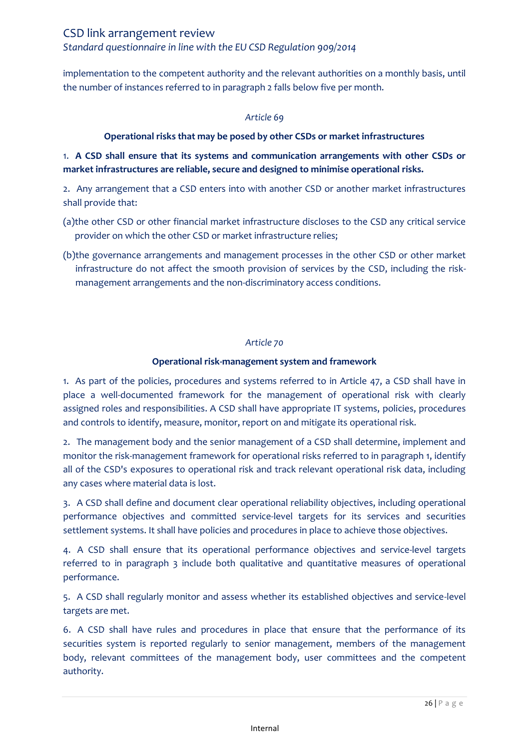implementation to the competent authority and the relevant authorities on a monthly basis, until the number of instances referred to in paragraph 2 falls below five per month.

*Article 69*

**Operational risks that may be posed by other CSDs or market infrastructures**

1. **A CSD shall ensure that its systems and communication arrangements with other CSDs or market infrastructures are reliable, secure and designed to minimise operational risks.**

2. Any arrangement that a CSD enters into with another CSD or another market infrastructures shall provide that:

(a)the other CSD or other financial market infrastructure discloses to the CSD any critical service provider on which the other CSD or market infrastructure relies;

(b)the governance arrangements and management processes in the other CSD or other market infrastructure do not affect the smooth provision of services by the CSD, including the risk-management arrangements and the non-discriminatory access conditions.

*Article 70*

**Operational risk-management system and framework**

1. As part of the policies, procedures and systems referred to in Article 47, a CSD shall have in place a well-documented framework for the management of operational risk with clearly assigned roles and responsibilities. A CSD shall have appropriate IT systems, policies, procedures and controls to identify, measure, monitor, report on and mitigate its operational risk.

2. The management body and the senior management of a CSD shall determine, implement and monitor the risk-management framework for operational risks referred to in paragraph 1, identify all of the CSD's exposures to operational risk and track relevant operational risk data, including any cases where material data is lost.

3. A CSD shall define and document clear operational reliability objectives, including operational performance objectives and committed service-level targets for its services and securities settlement systems. It shall have policies and procedures in place to achieve those objectives.

4. A CSD shall ensure that its operational performance objectives and service-level targets referred to in paragraph 3 include both qualitative and quantitative measures of operational performance.

5. A CSD shall regularly monitor and assess whether its established objectives and service-level targets are met.

6. A CSD shall have rules and procedures in place that ensure that the performance of its securities system is reported regularly to senior management, members of the management body, relevant committees of the management body, user committees and the competent authority.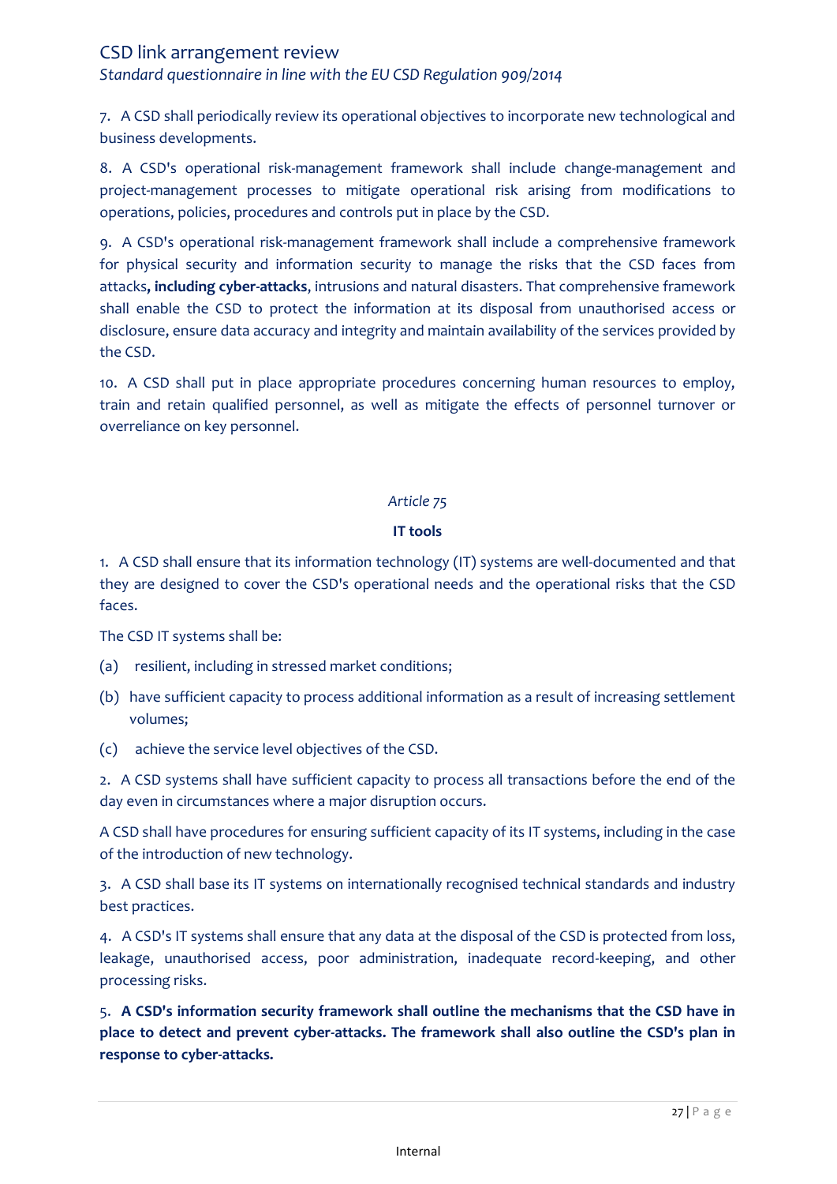7. A CSD shall periodically review its operational objectives to incorporate new technological and business developments.

8. A CSD's operational risk-management framework shall include change-management and project-management processes to mitigate operational risk arising from modifications to operations, policies, procedures and controls put in place by the CSD.

9. A CSD's operational risk-management framework shall include a comprehensive framework for physical security and information security to manage the risks that the CSD faces from attacks**, including cyber-attacks**, intrusions and natural disasters. That comprehensive framework shall enable the CSD to protect the information at its disposal from unauthorised access or disclosure, ensure data accuracy and integrity and maintain availability of the services provided by the CSD.

10. A CSD shall put in place appropriate procedures concerning human resources to employ, train and retain qualified personnel, as well as mitigate the effects of personnel turnover or overreliance on key personnel.

*Article 75*

**IT tools**

1. A CSD shall ensure that its information technology (IT) systems are well-documented and that they are designed to cover the CSD's operational needs and the operational risks that the CSD faces.

The CSD IT systems shall be:

(a) resilient, including in stressed market conditions;

(b) have sufficient capacity to process additional information as a result of increasing settlement volumes;

(c) achieve the service level objectives of the CSD.

2. A CSD systems shall have sufficient capacity to process all transactions before the end of the day even in circumstances where a major disruption occurs.

A CSD shall have procedures for ensuring sufficient capacity of its IT systems, including in the case of the introduction of new technology.

3. A CSD shall base its IT systems on internationally recognised technical standards and industry best practices.

4. A CSD's IT systems shall ensure that any data at the disposal of the CSD is protected from loss, leakage, unauthorised access, poor administration, inadequate record-keeping, and other processing risks.

5. **A CSD's information security framework shall outline the mechanisms that the CSD have in place to detect and prevent cyber-attacks. The framework shall also outline the CSD's plan in response to cyber-attacks.**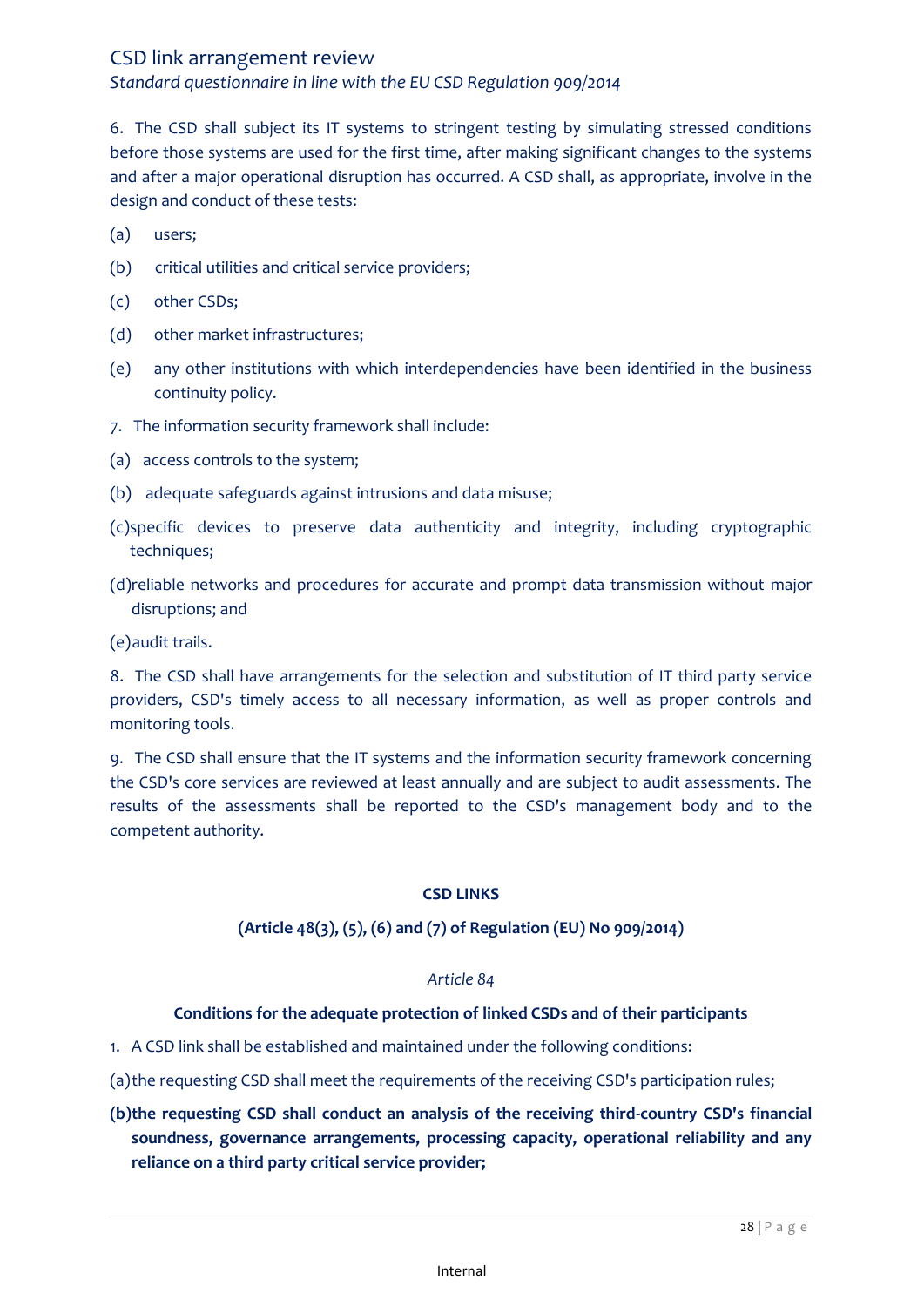6. The CSD shall subject its IT systems to stringent testing by simulating stressed conditions before those systems are used for the first time, after making significant changes to the systems and after a major operational disruption has occurred. A CSD shall, as appropriate, involve in the design and conduct of these tests:

(a) users;

(b) critical utilities and critical service providers;

(c) other CSDs;

(d) other market infrastructures;

(e) any other institutions with which interdependencies have been identified in the business continuity policy.

7. The information security framework shall include:

(a) access controls to the system;

(b) adequate safeguards against intrusions and data misuse;

(c) specific devices to preserve data authenticity and integrity, including cryptographic techniques;

(d) reliable networks and procedures for accurate and prompt data transmission without major disruptions; and

(e) audit trails.

8. The CSD shall have arrangements for the selection and substitution of IT third party service providers, CSD's timely access to all necessary information, as well as proper controls and monitoring tools.

9. The CSD shall ensure that the IT systems and the information security framework concerning the CSD's core services are reviewed at least annually and are subject to audit assessments. The results of the assessments shall be reported to the CSD's management body and to the competent authority.

**CSD LINKS**

**(Article 48(3), (5), (6) and (7) of Regulation (EU) No 909/2014)**

*Article 84*

**Conditions for the adequate protection of linked CSDs and of their participants**

1. A CSD link shall be established and maintained under the following conditions:

(a) the requesting CSD shall meet the requirements of the receiving CSD's participation rules;

**(b) the requesting CSD shall conduct an analysis of the receiving third-country CSD's financial soundness, governance arrangements, processing capacity, operational reliability and any reliance on a third party critical service provider;**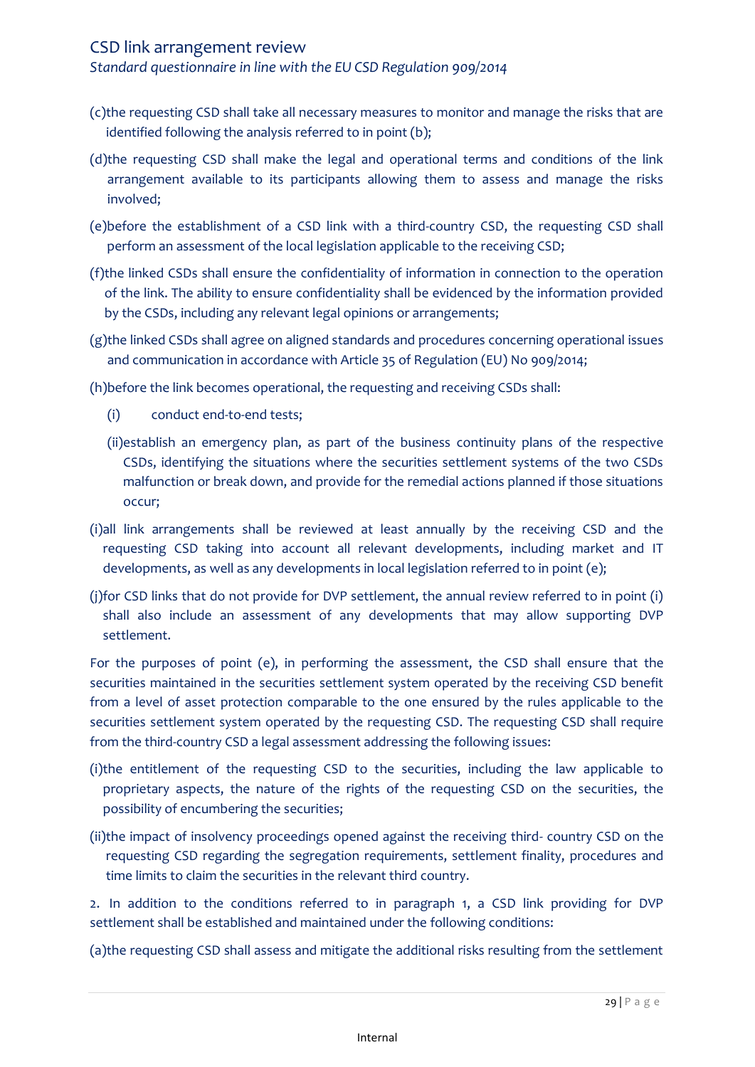(c)the requesting CSD shall take all necessary measures to monitor and manage the risks that are identified following the analysis referred to in point (b);

(d)the requesting CSD shall make the legal and operational terms and conditions of the link arrangement available to its participants allowing them to assess and manage the risks involved;

(e)before the establishment of a CSD link with a third-country CSD, the requesting CSD shall perform an assessment of the local legislation applicable to the receiving CSD;

(f)the linked CSDs shall ensure the confidentiality of information in connection to the operation of the link. The ability to ensure confidentiality shall be evidenced by the information provided by the CSDs, including any relevant legal opinions or arrangements;

(g)the linked CSDs shall agree on aligned standards and procedures concerning operational issues and communication in accordance with Article 35 of Regulation (EU) No 909/2014;

(h)before the link becomes operational, the requesting and receiving CSDs shall:

(i) conduct end-to-end tests;

(ii)establish an emergency plan, as part of the business continuity plans of the respective CSDs, identifying the situations where the securities settlement systems of the two CSDs malfunction or break down, and provide for the remedial actions planned if those situations occur;

(i)all link arrangements shall be reviewed at least annually by the receiving CSD and the requesting CSD taking into account all relevant developments, including market and IT developments, as well as any developments in local legislation referred to in point (e);

(j)for CSD links that do not provide for DVP settlement, the annual review referred to in point (i) shall also include an assessment of any developments that may allow supporting DVP settlement.

For the purposes of point (e), in performing the assessment, the CSD shall ensure that the securities maintained in the securities settlement system operated by the receiving CSD benefit from a level of asset protection comparable to the one ensured by the rules applicable to the securities settlement system operated by the requesting CSD. The requesting CSD shall require from the third-country CSD a legal assessment addressing the following issues:

(i)the entitlement of the requesting CSD to the securities, including the law applicable to proprietary aspects, the nature of the rights of the requesting CSD on the securities, the possibility of encumbering the securities;

(ii)the impact of insolvency proceedings opened against the receiving third- country CSD on the requesting CSD regarding the segregation requirements, settlement finality, procedures and time limits to claim the securities in the relevant third country.

2. In addition to the conditions referred to in paragraph 1, a CSD link providing for DVP settlement shall be established and maintained under the following conditions:

(a)the requesting CSD shall assess and mitigate the additional risks resulting from the settlement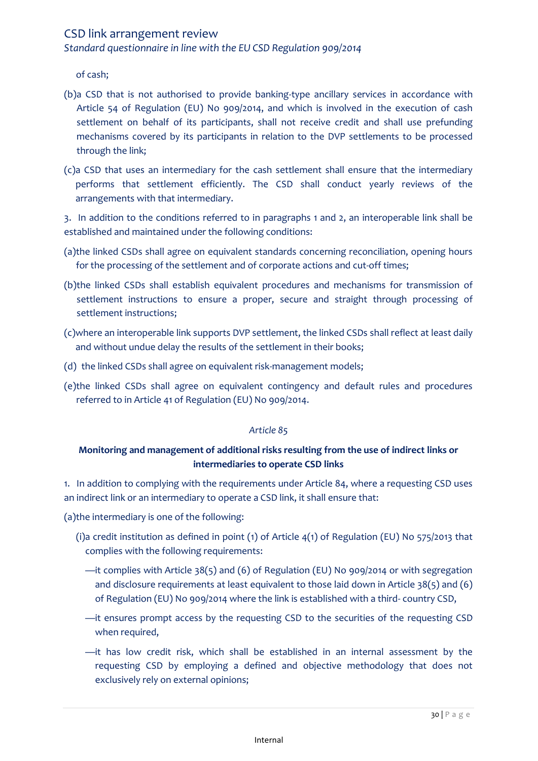of cash;

(b)a CSD that is not authorised to provide banking-type ancillary services in accordance with Article 54 of Regulation (EU) No 909/2014, and which is involved in the execution of cash settlement on behalf of its participants, shall not receive credit and shall use prefunding mechanisms covered by its participants in relation to the DVP settlements to be processed through the link;

(c)a CSD that uses an intermediary for the cash settlement shall ensure that the intermediary performs that settlement efficiently. The CSD shall conduct yearly reviews of the arrangements with that intermediary.

3. In addition to the conditions referred to in paragraphs 1 and 2, an interoperable link shall be established and maintained under the following conditions:

(a)the linked CSDs shall agree on equivalent standards concerning reconciliation, opening hours for the processing of the settlement and of corporate actions and cut-off times;

(b)the linked CSDs shall establish equivalent procedures and mechanisms for transmission of settlement instructions to ensure a proper, secure and straight through processing of settlement instructions;

(c)where an interoperable link supports DVP settlement, the linked CSDs shall reflect at least daily and without undue delay the results of the settlement in their books;

(d) the linked CSDs shall agree on equivalent risk-management models;

(e)the linked CSDs shall agree on equivalent contingency and default rules and procedures referred to in Article 41 of Regulation (EU) No 909/2014.

*Article 85*

**Monitoring and management of additional risks resulting from the use of indirect links or intermediaries to operate CSD links**

1. In addition to complying with the requirements under Article 84, where a requesting CSD uses an indirect link or an intermediary to operate a CSD link, it shall ensure that:

(a)the intermediary is one of the following:

(i)a credit institution as defined in point (1) of Article 4(1) of Regulation (EU) No 575/2013 that complies with the following requirements:

—it complies with Article 38(5) and (6) of Regulation (EU) No 909/2014 or with segregation and disclosure requirements at least equivalent to those laid down in Article 38(5) and (6) of Regulation (EU) No 909/2014 where the link is established with a third- country CSD,

—it ensures prompt access by the requesting CSD to the securities of the requesting CSD when required,

—it has low credit risk, which shall be established in an internal assessment by the requesting CSD by employing a defined and objective methodology that does not exclusively rely on external opinions;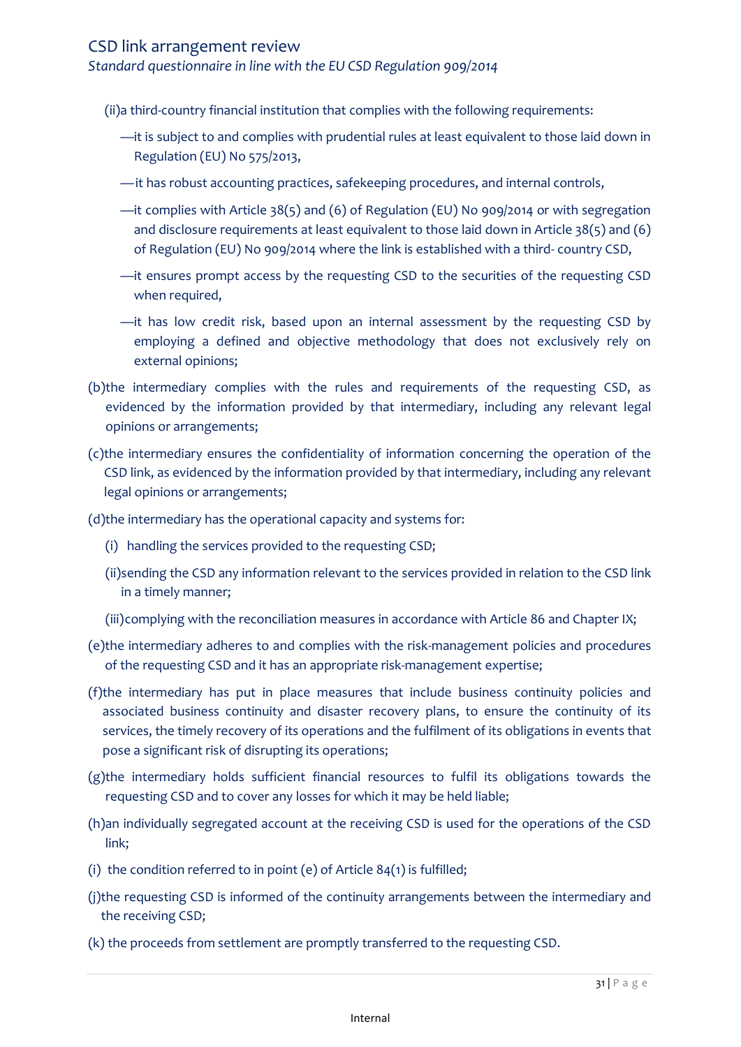(ii)a third-country financial institution that complies with the following requirements:

—it is subject to and complies with prudential rules at least equivalent to those laid down in Regulation (EU) No 575/2013,

—it has robust accounting practices, safekeeping procedures, and internal controls,

—it complies with Article 38(5) and (6) of Regulation (EU) No 909/2014 or with segregation and disclosure requirements at least equivalent to those laid down in Article 38(5) and (6) of Regulation (EU) No 909/2014 where the link is established with a third- country CSD,

—it ensures prompt access by the requesting CSD to the securities of the requesting CSD when required,

—it has low credit risk, based upon an internal assessment by the requesting CSD by employing a defined and objective methodology that does not exclusively rely on external opinions;

(b)the intermediary complies with the rules and requirements of the requesting CSD, as evidenced by the information provided by that intermediary, including any relevant legal opinions or arrangements;

(c)the intermediary ensures the confidentiality of information concerning the operation of the CSD link, as evidenced by the information provided by that intermediary, including any relevant legal opinions or arrangements;

(d)the intermediary has the operational capacity and systems for:

(i) handling the services provided to the requesting CSD;

(ii)sending the CSD any information relevant to the services provided in relation to the CSD link in a timely manner;

(iii)complying with the reconciliation measures in accordance with Article 86 and Chapter IX;

(e)the intermediary adheres to and complies with the risk-management policies and procedures of the requesting CSD and it has an appropriate risk-management expertise;

(f)the intermediary has put in place measures that include business continuity policies and associated business continuity and disaster recovery plans, to ensure the continuity of its services, the timely recovery of its operations and the fulfilment of its obligations in events that pose a significant risk of disrupting its operations;

(g)the intermediary holds sufficient financial resources to fulfil its obligations towards the requesting CSD and to cover any losses for which it may be held liable;

(h)an individually segregated account at the receiving CSD is used for the operations of the CSD link;

(i) the condition referred to in point (e) of Article 84(1) is fulfilled;

(j)the requesting CSD is informed of the continuity arrangements between the intermediary and the receiving CSD;

(k) the proceeds from settlement are promptly transferred to the requesting CSD.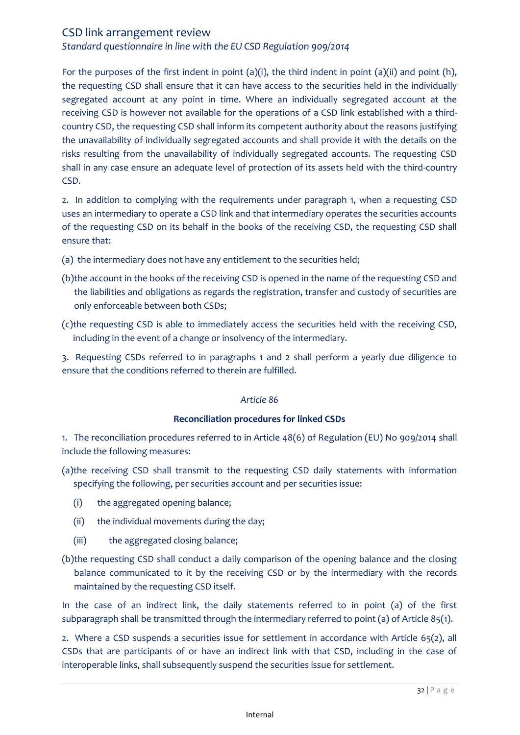For the purposes of the first indent in point (a)(i), the third indent in point (a)(ii) and point (h), the requesting CSD shall ensure that it can have access to the securities held in the individually segregated account at any point in time. Where an individually segregated account at the receiving CSD is however not available for the operations of a CSD link established with a third-country CSD, the requesting CSD shall inform its competent authority about the reasons justifying the unavailability of individually segregated accounts and shall provide it with the details on the risks resulting from the unavailability of individually segregated accounts. The requesting CSD shall in any case ensure an adequate level of protection of its assets held with the third-country CSD.

2. In addition to complying with the requirements under paragraph 1, when a requesting CSD uses an intermediary to operate a CSD link and that intermediary operates the securities accounts of the requesting CSD on its behalf in the books of the receiving CSD, the requesting CSD shall ensure that:

(a) the intermediary does not have any entitlement to the securities held;

(b) the account in the books of the receiving CSD is opened in the name of the requesting CSD and the liabilities and obligations as regards the registration, transfer and custody of securities are only enforceable between both CSDs;

(c) the requesting CSD is able to immediately access the securities held with the receiving CSD, including in the event of a change or insolvency of the intermediary.

3. Requesting CSDs referred to in paragraphs 1 and 2 shall perform a yearly due diligence to ensure that the conditions referred to therein are fulfilled.

*Article 86*

**Reconciliation procedures for linked CSDs**

1. The reconciliation procedures referred to in Article 48(6) of Regulation (EU) No 909/2014 shall include the following measures:

(a) the receiving CSD shall transmit to the requesting CSD daily statements with information specifying the following, per securities account and per securities issue:

- (i) the aggregated opening balance;
- (ii) the individual movements during the day;
- (iii) the aggregated closing balance;

(b) the requesting CSD shall conduct a daily comparison of the opening balance and the closing balance communicated to it by the receiving CSD or by the intermediary with the records maintained by the requesting CSD itself.

In the case of an indirect link, the daily statements referred to in point (a) of the first subparagraph shall be transmitted through the intermediary referred to point (a) of Article 85(1).

2. Where a CSD suspends a securities issue for settlement in accordance with Article 65(2), all CSDs that are participants of or have an indirect link with that CSD, including in the case of interoperable links, shall subsequently suspend the securities issue for settlement.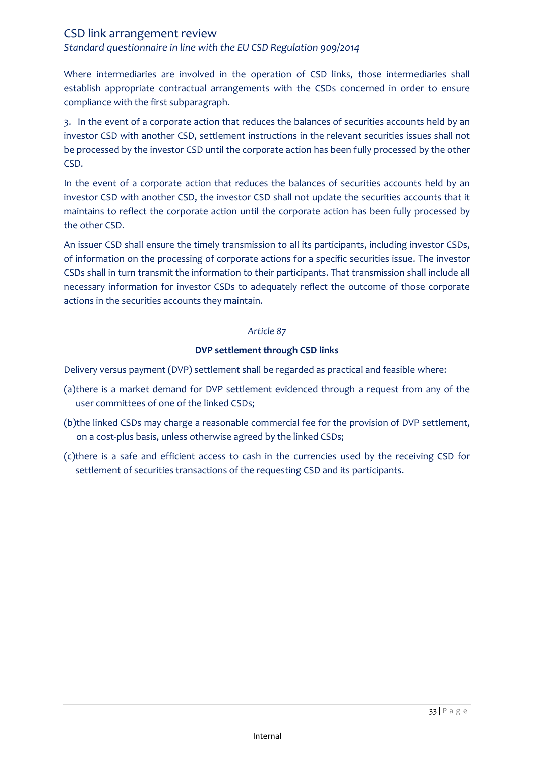Where intermediaries are involved in the operation of CSD links, those intermediaries shall establish appropriate contractual arrangements with the CSDs concerned in order to ensure compliance with the first subparagraph.

3. In the event of a corporate action that reduces the balances of securities accounts held by an investor CSD with another CSD, settlement instructions in the relevant securities issues shall not be processed by the investor CSD until the corporate action has been fully processed by the other CSD.

In the event of a corporate action that reduces the balances of securities accounts held by an investor CSD with another CSD, the investor CSD shall not update the securities accounts that it maintains to reflect the corporate action until the corporate action has been fully processed by the other CSD.

An issuer CSD shall ensure the timely transmission to all its participants, including investor CSDs, of information on the processing of corporate actions for a specific securities issue. The investor CSDs shall in turn transmit the information to their participants. That transmission shall include all necessary information for investor CSDs to adequately reflect the outcome of those corporate actions in the securities accounts they maintain.

*Article 87*

**DVP settlement through CSD links**

Delivery versus payment (DVP) settlement shall be regarded as practical and feasible where:

(a) there is a market demand for DVP settlement evidenced through a request from any of the user committees of one of the linked CSDs;

(b) the linked CSDs may charge a reasonable commercial fee for the provision of DVP settlement, on a cost-plus basis, unless otherwise agreed by the linked CSDs;

(c) there is a safe and efficient access to cash in the currencies used by the receiving CSD for settlement of securities transactions of the requesting CSD and its participants.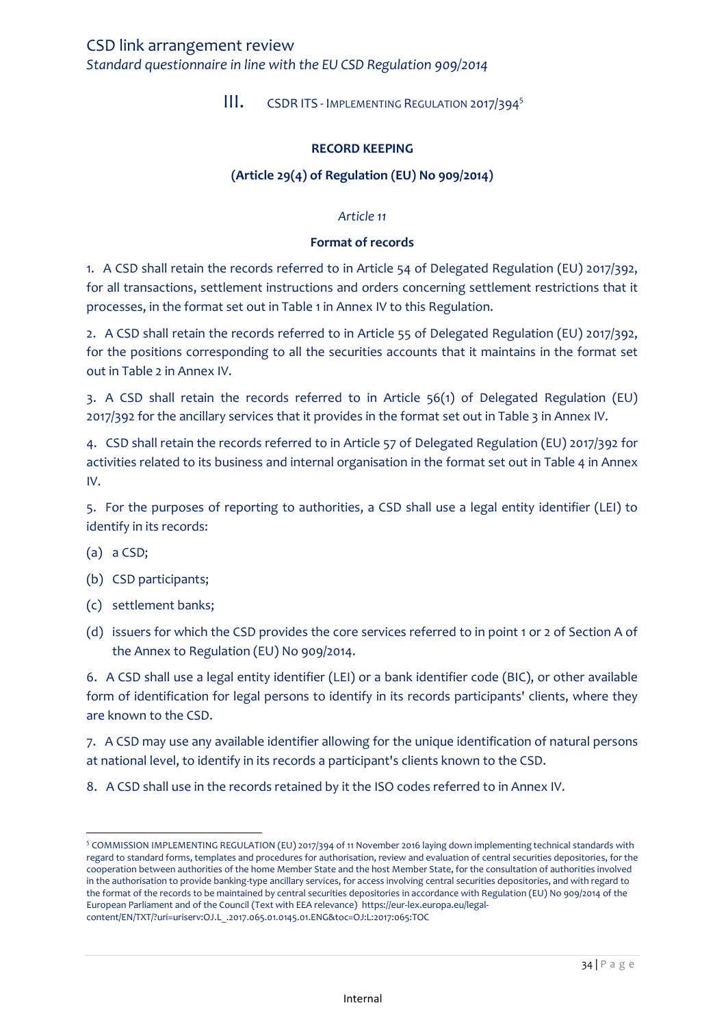## III. CSDR ITS - IMPLEMENTING REGULATION 2017/394[5]

### RECORD KEEPING

### (Article 29(4) of Regulation (EU) No 909/2014)

*Article 11*

**Format of records**

1. A CSD shall retain the records referred to in Article 54 of Delegated Regulation (EU) 2017/392, for all transactions, settlement instructions and orders concerning settlement restrictions that it processes, in the format set out in Table 1 in Annex IV to this Regulation.

2. A CSD shall retain the records referred to in Article 55 of Delegated Regulation (EU) 2017/392, for the positions corresponding to all the securities accounts that it maintains in the format set out in Table 2 in Annex IV.

3. A CSD shall retain the records referred to in Article 56(1) of Delegated Regulation (EU) 2017/392 for the ancillary services that it provides in the format set out in Table 3 in Annex IV.

4. CSD shall retain the records referred to in Article 57 of Delegated Regulation (EU) 2017/392 for activities related to its business and internal organisation in the format set out in Table 4 in Annex IV.

5. For the purposes of reporting to authorities, a CSD shall use a legal entity identifier (LEI) to identify in its records:

(a) a CSD;

(b) CSD participants;

(c) settlement banks;

(d) issuers for which the CSD provides the core services referred to in point 1 or 2 of Section A of the Annex to Regulation (EU) No 909/2014.

6. A CSD shall use a legal entity identifier (LEI) or a bank identifier code (BIC), or other available form of identification for legal persons to identify in its records participants' clients, where they are known to the CSD.

7. A CSD may use any available identifier allowing for the unique identification of natural persons at national level, to identify in its records a participant's clients known to the CSD.

8. A CSD shall use in the records retained by it the ISO codes referred to in Annex IV.

---

[5] COMMISSION IMPLEMENTING REGULATION (EU) 2017/394 of 11 November 2016 laying down implementing technical standards with regard to standard forms, templates and procedures for authorisation, review and evaluation of central securities depositories, for the cooperation between authorities of the home Member State and the host Member State, for the consultation of authorities involved in the authorisation to provide banking-type ancillary services, for access involving central securities depositories, and with regard to the format of the records to be maintained by central securities depositories in accordance with Regulation (EU) No 909/2014 of the European Parliament and of the Council (Text with EEA relevance) https://eur-lex.europa.eu/legal-content/EN/TXT/?uri=uriserv:OJ.L_.2017.065.01.0145.01.ENG&toc=OJ:L:2017:065:TOC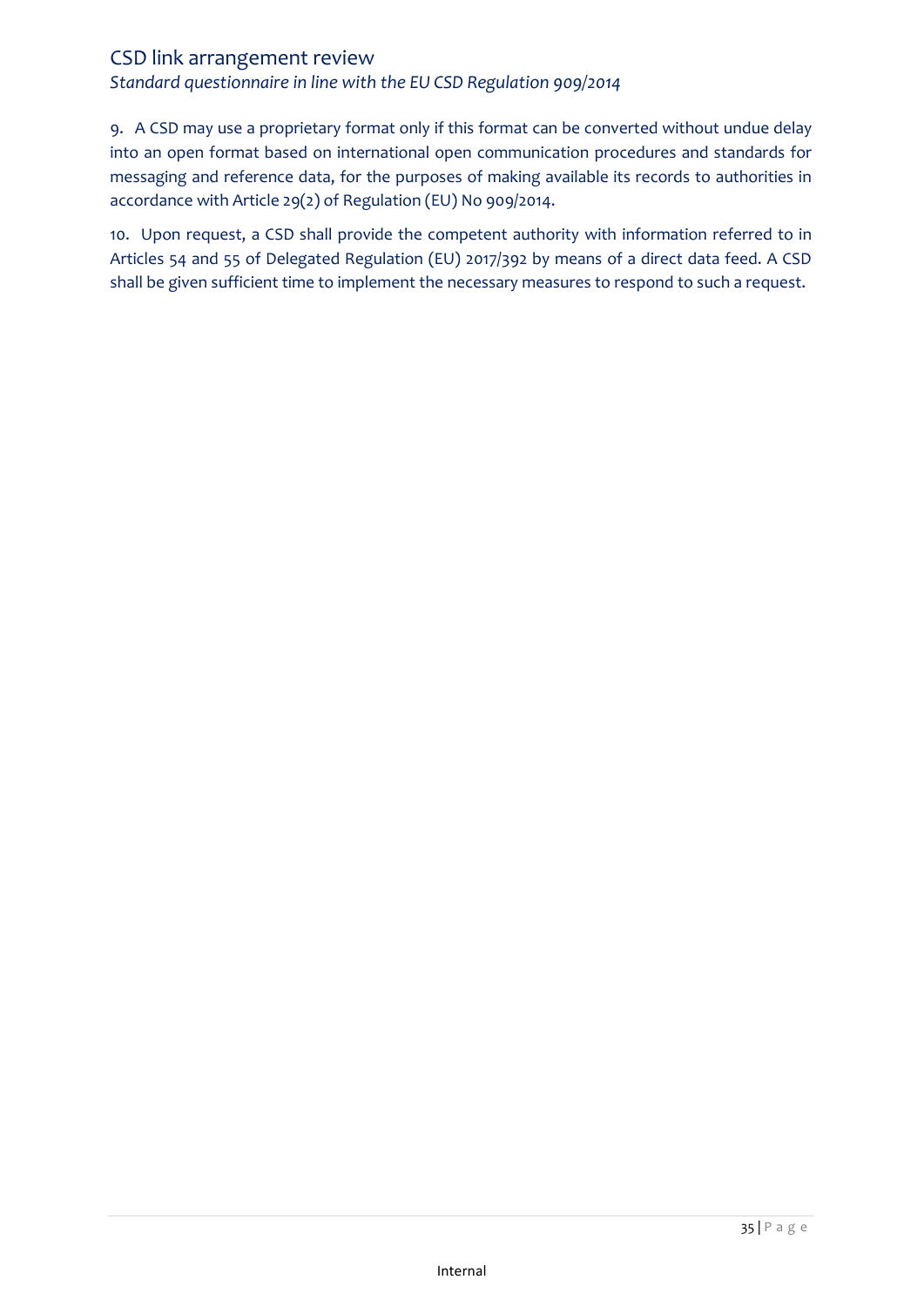9. A CSD may use a proprietary format only if this format can be converted without undue delay into an open format based on international open communication procedures and standards for messaging and reference data, for the purposes of making available its records to authorities in accordance with Article 29(2) of Regulation (EU) No 909/2014.

10. Upon request, a CSD shall provide the competent authority with information referred to in Articles 54 and 55 of Delegated Regulation (EU) 2017/392 by means of a direct data feed. A CSD shall be given sufficient time to implement the necessary measures to respond to such a request.